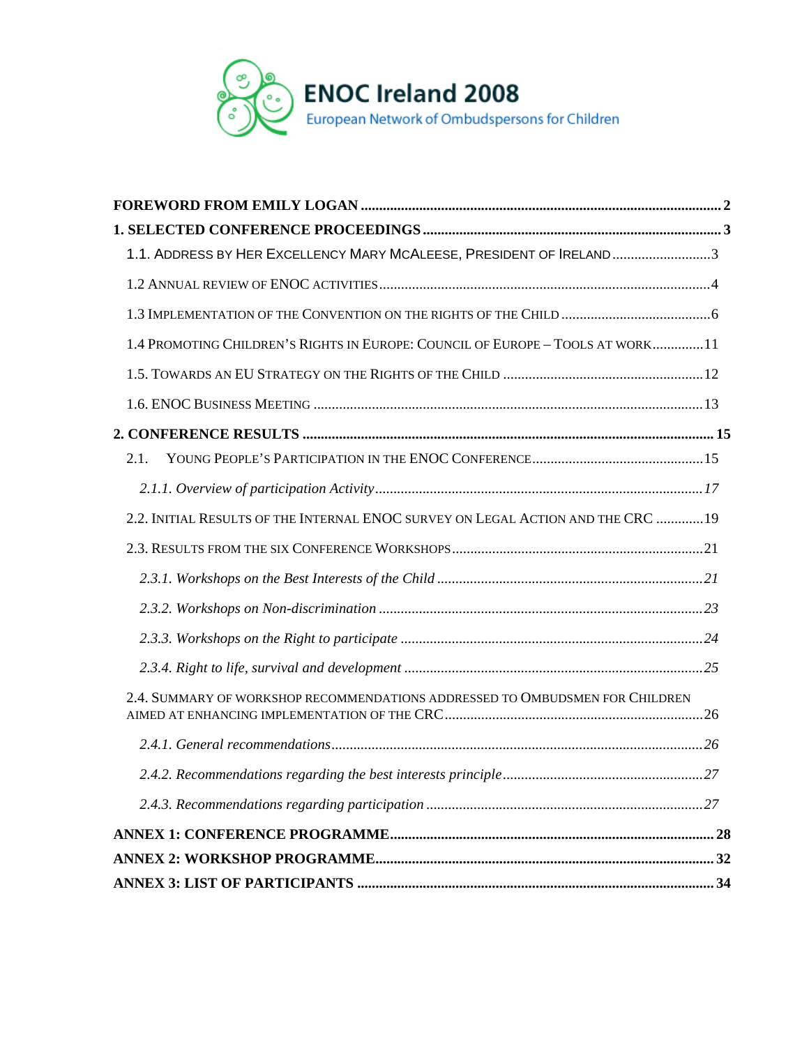**ENOC Ireland 2008**

European Network of Ombudspersons for Children

**FOREWORD FROM EMILY LOGAN** .... 2

**1. SELECTED CONFERENCE PROCEEDINGS** .... 3

- 1.1. Address by Her Excellency Mary McAleese, President of Ireland .... 3
- 1.2 Annual review of ENOC activities .... 4
- 1.3 Implementation of the Convention on the rights of the Child .... 6
- 1.4 Promoting Children's Rights in Europe: Council of Europe – Tools at work .... 11
- 1.5. Towards an EU Strategy on the Rights of the Child .... 12
- 1.6. ENOC Business Meeting .... 13

**2. CONFERENCE RESULTS** .... 15

- 2.1. Young People's Participation in the ENOC Conference .... 15
  - *2.1.1. Overview of participation Activity* .... 17
- 2.2. Initial Results of the Internal ENOC survey on Legal Action and the CRC .... 19
- 2.3. Results from the six Conference Workshops .... 21
  - *2.3.1. Workshops on the Best Interests of the Child* .... 21
  - *2.3.2. Workshops on Non-discrimination* .... 23
  - *2.3.3. Workshops on the Right to participate* .... 24
  - *2.3.4. Right to life, survival and development* .... 25
- 2.4. Summary of workshop recommendations addressed to Ombudsmen for Children aimed at enhancing implementation of the CRC .... 26
  - *2.4.1. General recommendations* .... 26
  - *2.4.2. Recommendations regarding the best interests principle* .... 27
  - *2.4.3. Recommendations regarding participation* .... 27

**ANNEX 1: CONFERENCE PROGRAMME** .... 28

**ANNEX 2: WORKSHOP PROGRAMME** .... 32

**ANNEX 3: LIST OF PARTICIPANTS** .... 34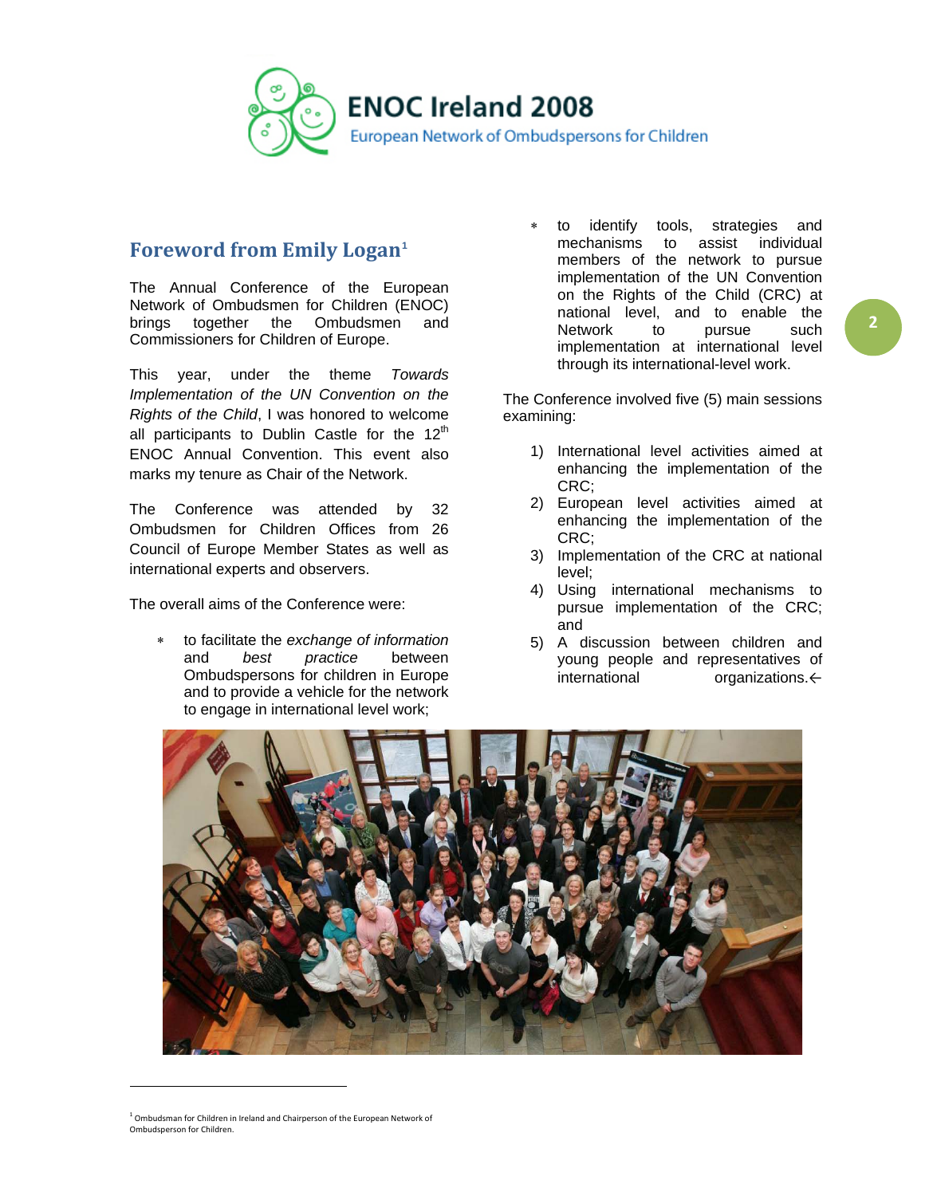## Foreword from Emily Logan[1]

The Annual Conference of the European Network of Ombudsmen for Children (ENOC) brings together the Ombudsmen and Commissioners for Children of Europe.

This year, under the theme *Towards Implementation of the UN Convention on the Rights of the Child*, I was honored to welcome all participants to Dublin Castle for the 12th ENOC Annual Convention. This event also marks my tenure as Chair of the Network.

The Conference was attended by 32 Ombudsmen for Children Offices from 26 Council of Europe Member States as well as international experts and observers.

The overall aims of the Conference were:

* to facilitate the *exchange of information* and *best practice* between Ombudspersons for children in Europe and to provide a vehicle for the network to engage in international level work;
* to identify tools, strategies and mechanisms to assist individual members of the network to pursue implementation of the UN Convention on the Rights of the Child (CRC) at national level, and to enable the Network to pursue such implementation at international level through its international-level work.

The Conference involved five (5) main sessions examining:

1) International level activities aimed at enhancing the implementation of the CRC;
2) European level activities aimed at enhancing the implementation of the CRC;
3) Implementation of the CRC at national level;
4) Using international mechanisms to pursue implementation of the CRC; and
5) A discussion between children and young people and representatives of international organizations.

[1] Ombudsman for Children in Ireland and Chairperson of the European Network of Ombudsperson for Children.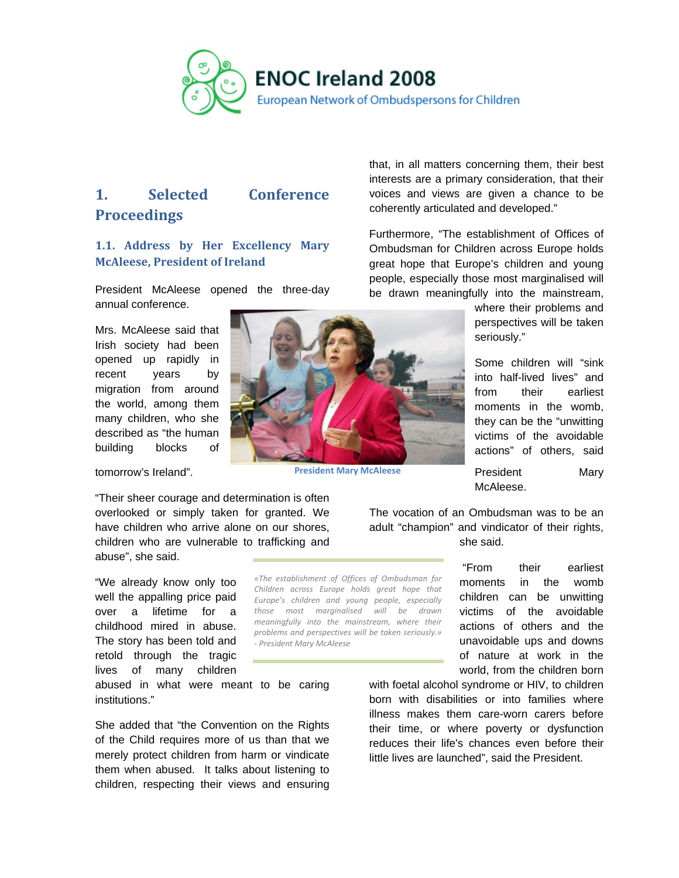# 1. Selected Conference Proceedings

## 1.1. Address by Her Excellency Mary McAleese, President of Ireland

President McAleese opened the three-day annual conference.

Mrs. McAleese said that Irish society had been opened up rapidly in recent years by migration from around the world, among them many children, who she described as "the human building blocks of tomorrow's Ireland".

President Mary McAleese

"Their sheer courage and determination is often overlooked or simply taken for granted. We have children who arrive alone on our shores, children who are vulnerable to trafficking and abuse", she said.

"We already know only too well the appalling price paid over a lifetime for a childhood mired in abuse. The story has been told and retold through the tragic lives of many children abused in what were meant to be caring institutions."

She added that "the Convention on the Rights of the Child requires more of us than that we merely protect children from harm or vindicate them when abused. It talks about listening to children, respecting their views and ensuring that, in all matters concerning them, their best interests are a primary consideration, that their voices and views are given a chance to be coherently articulated and developed."

Furthermore, "The establishment of Offices of Ombudsman for Children across Europe holds great hope that Europe's children and young people, especially those most marginalised will be drawn meaningfully into the mainstream, where their problems and perspectives will be taken seriously."

Some children will "sink into half-lived lives" and from their earliest moments in the womb, they can be the "unwitting victims of the avoidable actions" of others, said President Mary McAleese.

The vocation of an Ombudsman was to be an adult "champion" and vindicator of their rights, she said.

*«The establishment of Offices of Ombudsman for Children across Europe holds great hope that Europe's children and young people, especially those most marginalised will be drawn meaningfully into the mainstream, where their problems and perspectives will be taken seriously.» - President Mary McAleese*

"From their earliest moments in the womb children can be unwitting victims of the avoidable actions of others and the unavoidable ups and downs of nature at work in the world, from the children born with foetal alcohol syndrome or HIV, to children born with disabilities or into families where illness makes them care-worn carers before their time, or where poverty or dysfunction reduces their life's chances even before their little lives are launched", said the President.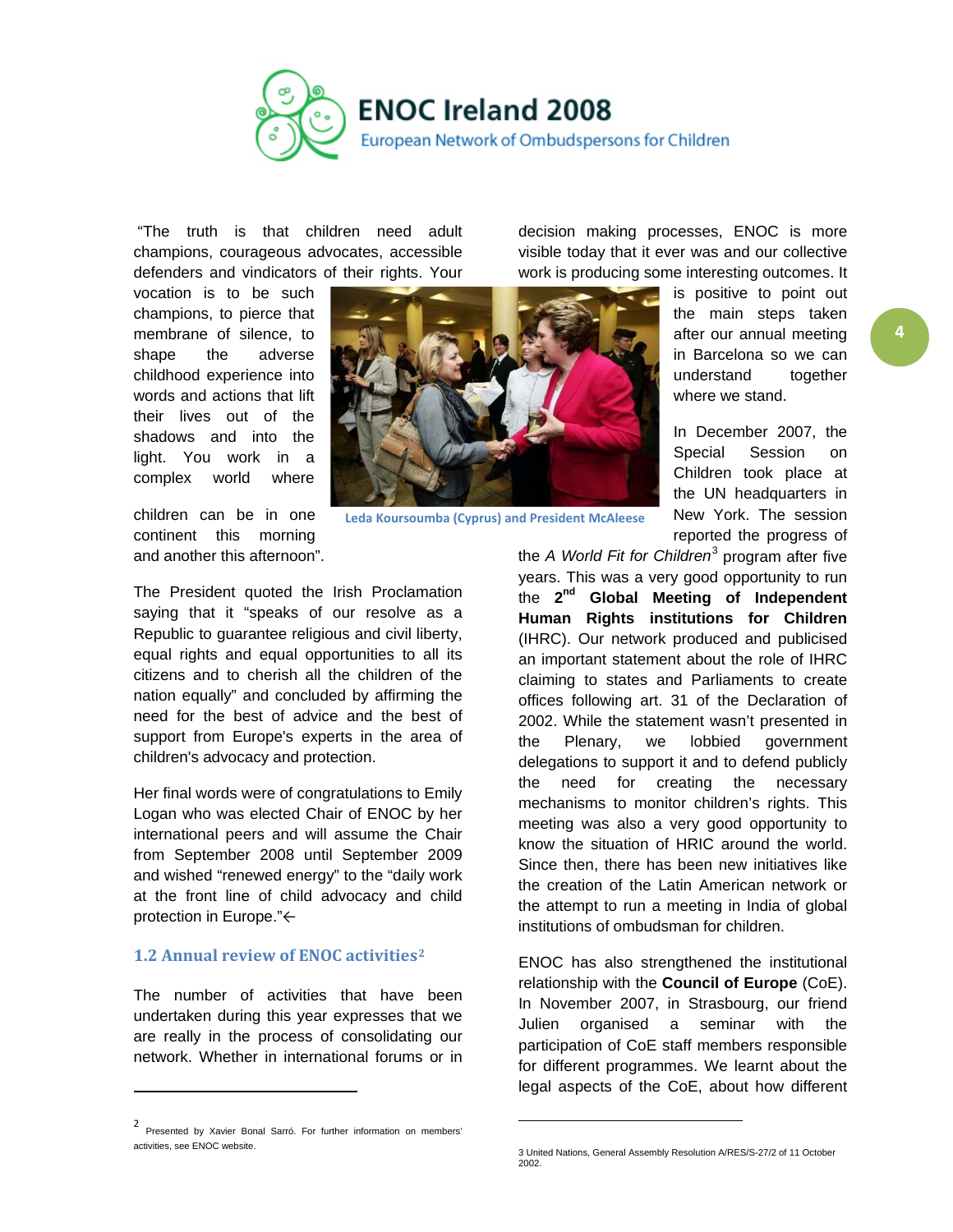"The truth is that children need adult champions, courageous advocates, accessible defenders and vindicators of their rights. Your vocation is to be such champions, to pierce that membrane of silence, to shape the adverse childhood experience into words and actions that lift their lives out of the shadows and into the light. You work in a complex world where children can be in one continent this morning and another this afternoon".

Leda Koursoumba (Cyprus) and President McAleese

The President quoted the Irish Proclamation saying that it "speaks of our resolve as a Republic to guarantee religious and civil liberty, equal rights and equal opportunities to all its citizens and to cherish all the children of the nation equally" and concluded by affirming the need for the best of advice and the best of support from Europe's experts in the area of children's advocacy and protection.

Her final words were of congratulations to Emily Logan who was elected Chair of ENOC by her international peers and will assume the Chair from September 2008 until September 2009 and wished "renewed energy" to the "daily work at the front line of child advocacy and child protection in Europe."←

## 1.2 Annual review of ENOC activities[2]

The number of activities that have been undertaken during this year expresses that we are really in the process of consolidating our network. Whether in international forums or in decision making processes, ENOC is more visible today that it ever was and our collective work is producing some interesting outcomes. It is positive to point out the main steps taken after our annual meeting in Barcelona so we can understand together where we stand.

In December 2007, the Special Session on Children took place at the UN headquarters in New York. The session reported the progress of the *A World Fit for Children*[3] program after five years. This was a very good opportunity to run the **2nd Global Meeting of Independent Human Rights institutions for Children** (IHRC). Our network produced and publicised an important statement about the role of IHRC claiming to states and Parliaments to create offices following art. 31 of the Declaration of 2002. While the statement wasn't presented in the Plenary, we lobbied government delegations to support it and to defend publicly the need for creating the necessary mechanisms to monitor children's rights. This meeting was also a very good opportunity to know the situation of HRIC around the world. Since then, there has been new initiatives like the creation of the Latin American network or the attempt to run a meeting in India of global institutions of ombudsman for children.

ENOC has also strengthened the institutional relationship with the **Council of Europe** (CoE). In November 2007, in Strasbourg, our friend Julien organised a seminar with the participation of CoE staff members responsible for different programmes. We learnt about the legal aspects of the CoE, about how different

---

[2] Presented by Xavier Bonal Sarró. For further information on members' activities, see ENOC website.

[3] United Nations, General Assembly Resolution A/RES/S-27/2 of 11 October 2002.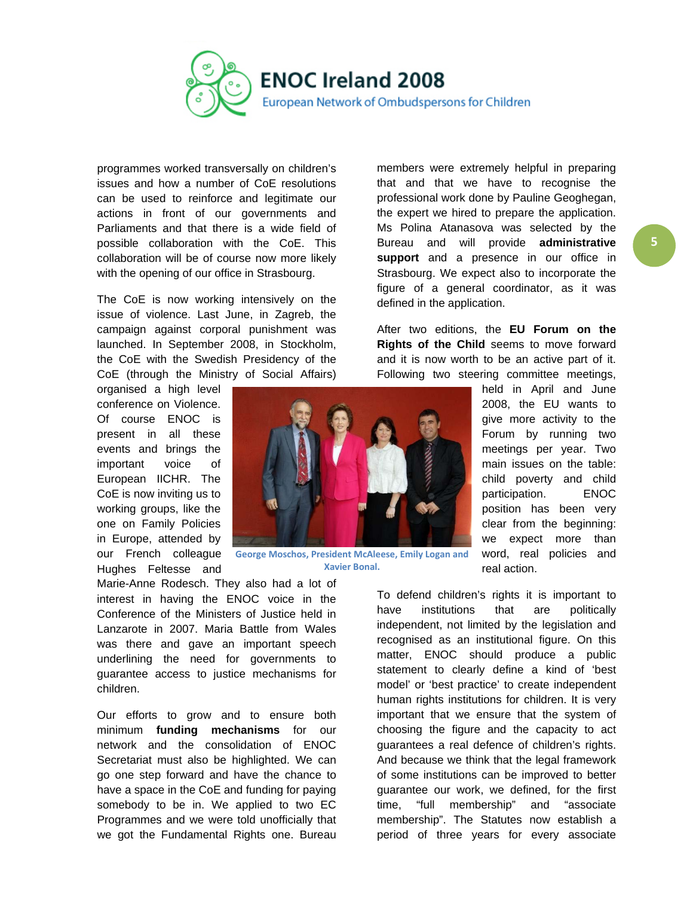programmes worked transversally on children's issues and how a number of CoE resolutions can be used to reinforce and legitimate our actions in front of our governments and Parliaments and that there is a wide field of possible collaboration with the CoE. This collaboration will be of course now more likely with the opening of our office in Strasbourg.

The CoE is now working intensively on the issue of violence. Last June, in Zagreb, the campaign against corporal punishment was launched. In September 2008, in Stockholm, the CoE with the Swedish Presidency of the CoE (through the Ministry of Social Affairs) organised a high level conference on Violence. Of course ENOC is present in all these events and brings the important voice of European IICHR. The CoE is now inviting us to working groups, like the one on Family Policies in Europe, attended by our French colleague Hughes Feltesse and Marie-Anne Rodesch. They also had a lot of interest in having the ENOC voice in the Conference of the Ministers of Justice held in Lanzarote in 2007. Maria Battle from Wales was there and gave an important speech underlining the need for governments to guarantee access to justice mechanisms for children.

George Moschos, President McAleese, Emily Logan and Xavier Bonal.

Our efforts to grow and to ensure both minimum **funding mechanisms** for our network and the consolidation of ENOC Secretariat must also be highlighted. We can go one step forward and have the chance to have a space in the CoE and funding for paying somebody to be in. We applied to two EC Programmes and we were told unofficially that we got the Fundamental Rights one. Bureau members were extremely helpful in preparing that and that we have to recognise the professional work done by Pauline Geoghegan, the expert we hired to prepare the application. Ms Polina Atanasova was selected by the Bureau and will provide **administrative support** and a presence in our office in Strasbourg. We expect also to incorporate the figure of a general coordinator, as it was defined in the application.

After two editions, the **EU Forum on the Rights of the Child** seems to move forward and it is now worth to be an active part of it. Following two steering committee meetings, held in April and June 2008, the EU wants to give more activity to the Forum by running two meetings per year. Two main issues on the table: child poverty and child participation. ENOC position has been very clear from the beginning: we expect more than word, real policies and real action.

To defend children's rights it is important to have institutions that are politically independent, not limited by the legislation and recognised as an institutional figure. On this matter, ENOC should produce a public statement to clearly define a kind of 'best model' or 'best practice' to create independent human rights institutions for children. It is very important that we ensure that the system of choosing the figure and the capacity to act guarantees a real defence of children's rights. And because we think that the legal framework of some institutions can be improved to better guarantee our work, we defined, for the first time, "full membership" and "associate membership". The Statutes now establish a period of three years for every associate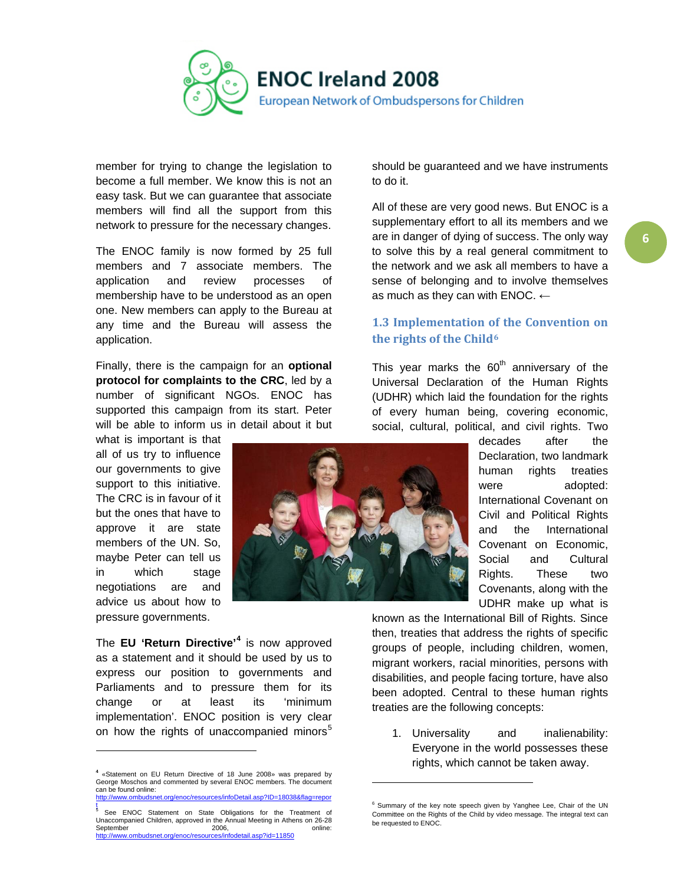member for trying to change the legislation to become a full member. We know this is not an easy task. But we can guarantee that associate members will find all the support from this network to pressure for the necessary changes.

The ENOC family is now formed by 25 full members and 7 associate members. The application and review processes of membership have to be understood as an open one. New members can apply to the Bureau at any time and the Bureau will assess the application.

Finally, there is the campaign for an **optional protocol for complaints to the CRC**, led by a number of significant NGOs. ENOC has supported this campaign from its start. Peter will be able to inform us in detail about it but what is important is that all of us try to influence our governments to give support to this initiative. The CRC is in favour of it but the ones that have to approve it are state members of the UN. So, maybe Peter can tell us in which stage negotiations are and advice us about how to pressure governments.

The **EU 'Return Directive'**[4] is now approved as a statement and it should be used by us to express our position to governments and Parliaments and to pressure them for its change or at least its 'minimum implementation'. ENOC position is very clear on how the rights of unaccompanied minors[5] should be guaranteed and we have instruments to do it.

All of these are very good news. But ENOC is a supplementary effort to all its members and we are in danger of dying of success. The only way to solve this by a real general commitment to the network and we ask all members to have a sense of belonging and to involve themselves as much as they can with ENOC. ←

## 1.3 Implementation of the Convention on the rights of the Child[6]

This year marks the 60th anniversary of the Universal Declaration of the Human Rights (UDHR) which laid the foundation for the rights of every human being, covering economic, social, cultural, political, and civil rights. Two decades after the Declaration, two landmark human rights treaties were adopted: International Covenant on Civil and Political Rights and the International Covenant on Economic, Social and Cultural Rights. These two Covenants, along with the UDHR make up what is known as the International Bill of Rights. Since then, treaties that address the rights of specific groups of people, including children, women, migrant workers, racial minorities, persons with disabilities, and people facing torture, have also been adopted. Central to these human rights treaties are the following concepts:

1. Universality and inalienability: Everyone in the world possesses these rights, which cannot be taken away.

---

[4] «Statement on EU Return Directive of 18 June 2008» was prepared by George Moschos and commented by several ENOC members. The document can be found online: http://www.ombudsnet.org/enoc/resources/infoDetail.asp?ID=18038&flag=report

[5] See ENOC Statement on State Obligations for the Treatment of Unaccompanied Children, approved in the Annual Meeting in Athens on 26-28 September 2006, online: http://www.ombudsnet.org/enoc/resources/infodetail.asp?id=11850

[6] Summary of the key note speech given by Yanghee Lee, Chair of the UN Committee on the Rights of the Child by video message. The integral text can be requested to ENOC.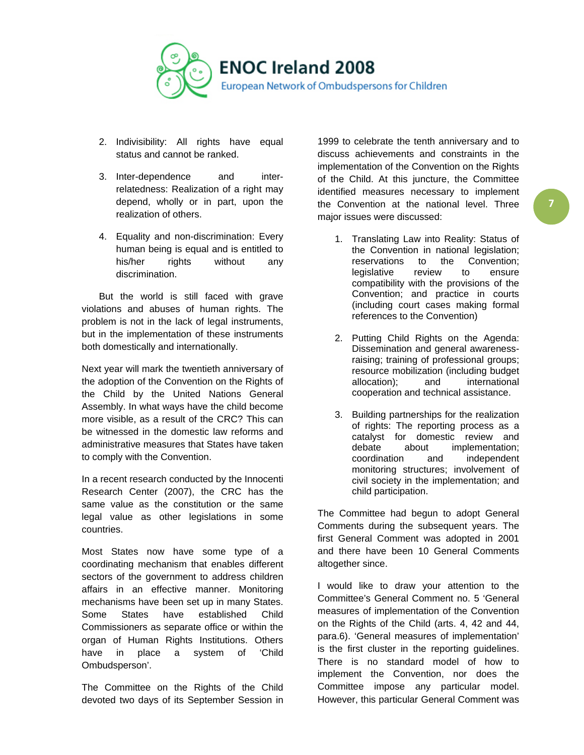2. Indivisibility: All rights have equal status and cannot be ranked.

3. Inter-dependence and inter-relatedness: Realization of a right may depend, wholly or in part, upon the realization of others.

4. Equality and non-discrimination: Every human being is equal and is entitled to his/her rights without any discrimination.

But the world is still faced with grave violations and abuses of human rights. The problem is not in the lack of legal instruments, but in the implementation of these instruments both domestically and internationally.

Next year will mark the twentieth anniversary of the adoption of the Convention on the Rights of the Child by the United Nations General Assembly. In what ways have the child become more visible, as a result of the CRC? This can be witnessed in the domestic law reforms and administrative measures that States have taken to comply with the Convention.

In a recent research conducted by the Innocenti Research Center (2007), the CRC has the same value as the constitution or the same legal value as other legislations in some countries.

Most States now have some type of a coordinating mechanism that enables different sectors of the government to address children affairs in an effective manner. Monitoring mechanisms have been set up in many States. Some States have established Child Commissioners as separate office or within the organ of Human Rights Institutions. Others have in place a system of 'Child Ombudsperson'.

The Committee on the Rights of the Child devoted two days of its September Session in 1999 to celebrate the tenth anniversary and to discuss achievements and constraints in the implementation of the Convention on the Rights of the Child. At this juncture, the Committee identified measures necessary to implement the Convention at the national level. Three major issues were discussed:

1. Translating Law into Reality: Status of the Convention in national legislation; reservations to the Convention; legislative review to ensure compatibility with the provisions of the Convention; and practice in courts (including court cases making formal references to the Convention)

2. Putting Child Rights on the Agenda: Dissemination and general awareness-raising; training of professional groups; resource mobilization (including budget allocation); and international cooperation and technical assistance.

3. Building partnerships for the realization of rights: The reporting process as a catalyst for domestic review and debate about implementation; coordination and independent monitoring structures; involvement of civil society in the implementation; and child participation.

The Committee had begun to adopt General Comments during the subsequent years. The first General Comment was adopted in 2001 and there have been 10 General Comments altogether since.

I would like to draw your attention to the Committee's General Comment no. 5 'General measures of implementation of the Convention on the Rights of the Child (arts. 4, 42 and 44, para.6). 'General measures of implementation' is the first cluster in the reporting guidelines. There is no standard model of how to implement the Convention, nor does the Committee impose any particular model. However, this particular General Comment was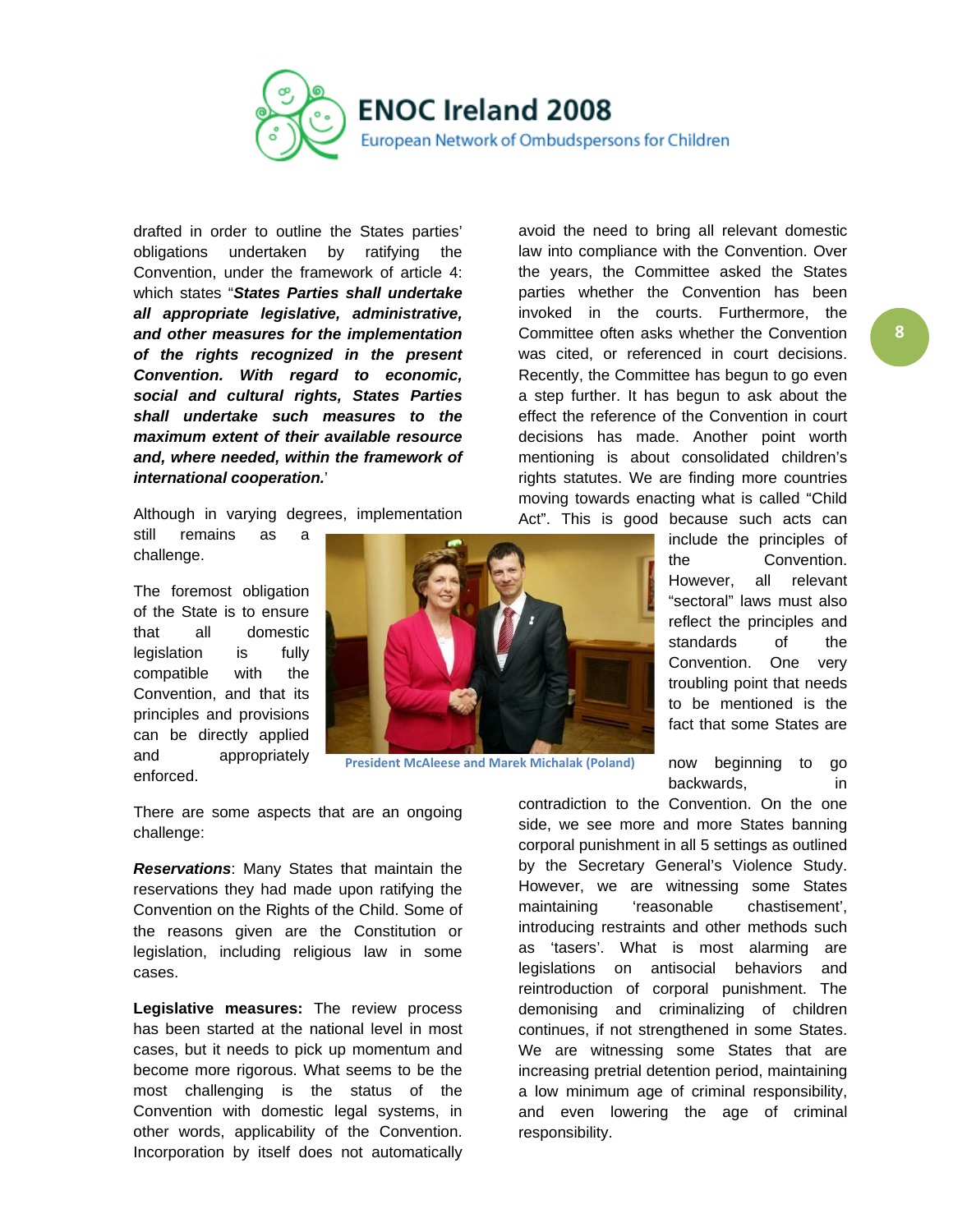drafted in order to outline the States parties' obligations undertaken by ratifying the Convention, under the framework of article 4: which states "***States Parties shall undertake all appropriate legislative, administrative, and other measures for the implementation of the rights recognized in the present Convention. With regard to economic, social and cultural rights, States Parties shall undertake such measures to the maximum extent of their available resource and, where needed, within the framework of international cooperation.***'

Although in varying degrees, implementation still remains as a challenge.

The foremost obligation of the State is to ensure that all domestic legislation is fully compatible with the Convention, and that its principles and provisions can be directly applied and appropriately enforced.

President McAleese and Marek Michalak (Poland)

There are some aspects that are an ongoing challenge:

***Reservations***: Many States that maintain the reservations they had made upon ratifying the Convention on the Rights of the Child. Some of the reasons given are the Constitution or legislation, including religious law in some cases.

**Legislative measures:** The review process has been started at the national level in most cases, but it needs to pick up momentum and become more rigorous. What seems to be the most challenging is the status of the Convention with domestic legal systems, in other words, applicability of the Convention. Incorporation by itself does not automatically avoid the need to bring all relevant domestic law into compliance with the Convention. Over the years, the Committee asked the States parties whether the Convention has been invoked in the courts. Furthermore, the Committee often asks whether the Convention was cited, or referenced in court decisions. Recently, the Committee has begun to go even a step further. It has begun to ask about the effect the reference of the Convention in court decisions has made. Another point worth mentioning is about consolidated children's rights statutes. We are finding more countries moving towards enacting what is called "Child Act". This is good because such acts can include the principles of the Convention. However, all relevant "sectoral" laws must also reflect the principles and standards of the Convention. One very troubling point that needs to be mentioned is the fact that some States are now beginning to go backwards, in contradiction to the Convention. On the one side, we see more and more States banning corporal punishment in all 5 settings as outlined by the Secretary General's Violence Study. However, we are witnessing some States maintaining 'reasonable chastisement', introducing restraints and other methods such as 'tasers'. What is most alarming are legislations on antisocial behaviors and reintroduction of corporal punishment. The demonising and criminalizing of children continues, if not strengthened in some States. We are witnessing some States that are increasing pretrial detention period, maintaining a low minimum age of criminal responsibility, and even lowering the age of criminal responsibility.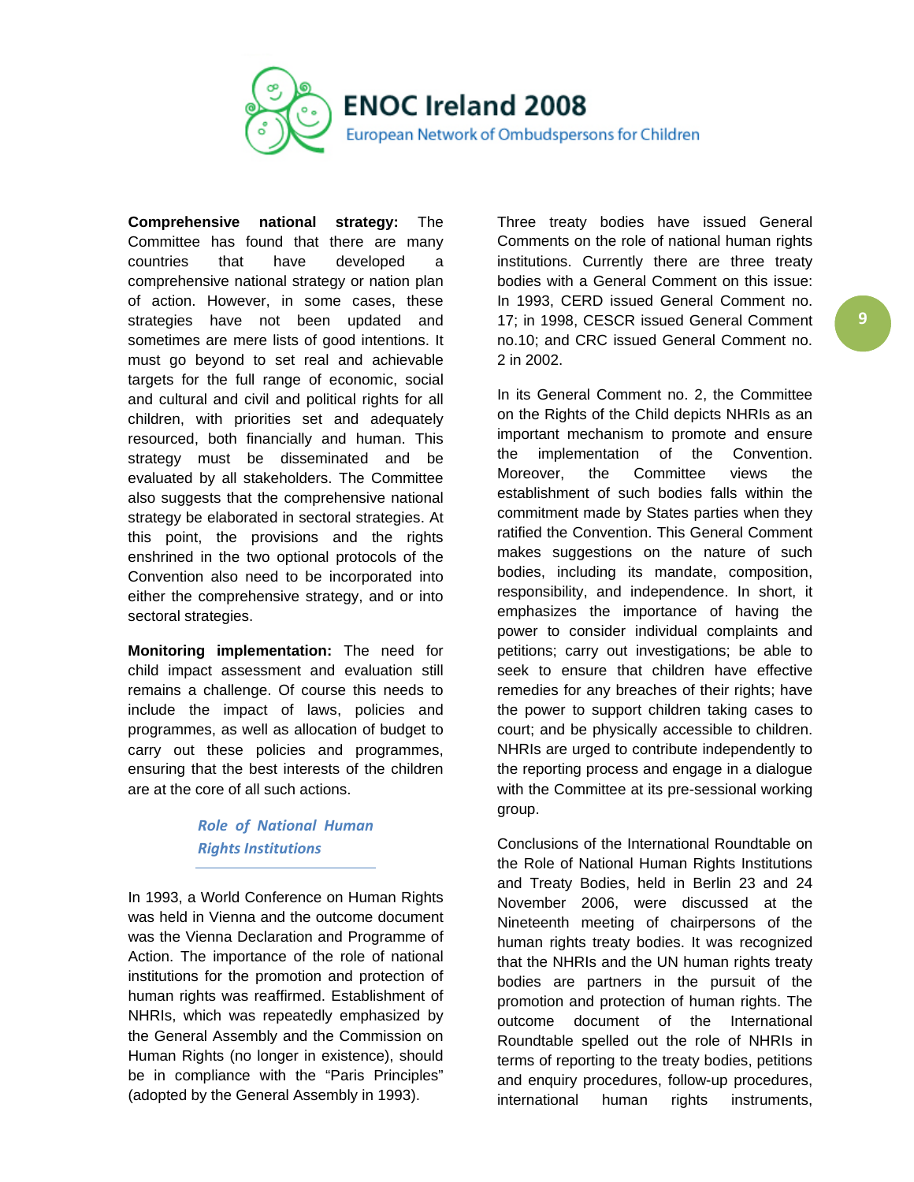**Comprehensive national strategy:** The Committee has found that there are many countries that have developed a comprehensive national strategy or nation plan of action. However, in some cases, these strategies have not been updated and sometimes are mere lists of good intentions. It must go beyond to set real and achievable targets for the full range of economic, social and cultural and civil and political rights for all children, with priorities set and adequately resourced, both financially and human. This strategy must be disseminated and be evaluated by all stakeholders. The Committee also suggests that the comprehensive national strategy be elaborated in sectoral strategies. At this point, the provisions and the rights enshrined in the two optional protocols of the Convention also need to be incorporated into either the comprehensive strategy, and or into sectoral strategies.

**Monitoring implementation:** The need for child impact assessment and evaluation still remains a challenge. Of course this needs to include the impact of laws, policies and programmes, as well as allocation of budget to carry out these policies and programmes, ensuring that the best interests of the children are at the core of all such actions.

## *Role of National Human Rights Institutions*

In 1993, a World Conference on Human Rights was held in Vienna and the outcome document was the Vienna Declaration and Programme of Action. The importance of the role of national institutions for the promotion and protection of human rights was reaffirmed. Establishment of NHRIs, which was repeatedly emphasized by the General Assembly and the Commission on Human Rights (no longer in existence), should be in compliance with the "Paris Principles" (adopted by the General Assembly in 1993).

Three treaty bodies have issued General Comments on the role of national human rights institutions. Currently there are three treaty bodies with a General Comment on this issue: In 1993, CERD issued General Comment no. 17; in 1998, CESCR issued General Comment no.10; and CRC issued General Comment no. 2 in 2002.

In its General Comment no. 2, the Committee on the Rights of the Child depicts NHRIs as an important mechanism to promote and ensure the implementation of the Convention. Moreover, the Committee views the establishment of such bodies falls within the commitment made by States parties when they ratified the Convention. This General Comment makes suggestions on the nature of such bodies, including its mandate, composition, responsibility, and independence. In short, it emphasizes the importance of having the power to consider individual complaints and petitions; carry out investigations; be able to seek to ensure that children have effective remedies for any breaches of their rights; have the power to support children taking cases to court; and be physically accessible to children. NHRIs are urged to contribute independently to the reporting process and engage in a dialogue with the Committee at its pre-sessional working group.

Conclusions of the International Roundtable on the Role of National Human Rights Institutions and Treaty Bodies, held in Berlin 23 and 24 November 2006, were discussed at the Nineteenth meeting of chairpersons of the human rights treaty bodies. It was recognized that the NHRIs and the UN human rights treaty bodies are partners in the pursuit of the promotion and protection of human rights. The outcome document of the International Roundtable spelled out the role of NHRIs in terms of reporting to the treaty bodies, petitions and enquiry procedures, follow-up procedures, international human rights instruments,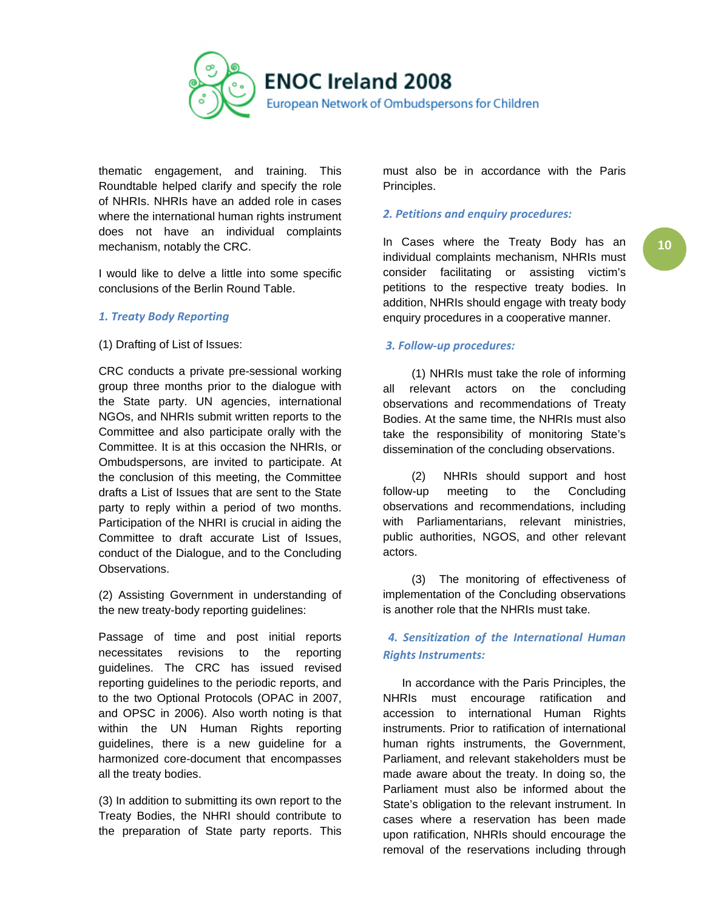thematic engagement, and training. This Roundtable helped clarify and specify the role of NHRIs. NHRIs have an added role in cases where the international human rights instrument does not have an individual complaints mechanism, notably the CRC.

I would like to delve a little into some specific conclusions of the Berlin Round Table.

### *1. Treaty Body Reporting*

(1) Drafting of List of Issues:

CRC conducts a private pre-sessional working group three months prior to the dialogue with the State party. UN agencies, international NGOs, and NHRIs submit written reports to the Committee and also participate orally with the Committee. It is at this occasion the NHRIs, or Ombudspersons, are invited to participate. At the conclusion of this meeting, the Committee drafts a List of Issues that are sent to the State party to reply within a period of two months. Participation of the NHRI is crucial in aiding the Committee to draft accurate List of Issues, conduct of the Dialogue, and to the Concluding Observations.

(2) Assisting Government in understanding of the new treaty-body reporting guidelines:

Passage of time and post initial reports necessitates revisions to the reporting guidelines. The CRC has issued revised reporting guidelines to the periodic reports, and to the two Optional Protocols (OPAC in 2007, and OPSC in 2006). Also worth noting is that within the UN Human Rights reporting guidelines, there is a new guideline for a harmonized core-document that encompasses all the treaty bodies.

(3) In addition to submitting its own report to the Treaty Bodies, the NHRI should contribute to the preparation of State party reports. This must also be in accordance with the Paris Principles.

### *2. Petitions and enquiry procedures:*

In Cases where the Treaty Body has an individual complaints mechanism, NHRIs must consider facilitating or assisting victim's petitions to the respective treaty bodies. In addition, NHRIs should engage with treaty body enquiry procedures in a cooperative manner.

### *3. Follow-up procedures:*

(1) NHRIs must take the role of informing all relevant actors on the concluding observations and recommendations of Treaty Bodies. At the same time, the NHRIs must also take the responsibility of monitoring State's dissemination of the concluding observations.

(2) NHRIs should support and host follow-up meeting to the Concluding observations and recommendations, including with Parliamentarians, relevant ministries, public authorities, NGOS, and other relevant actors.

(3) The monitoring of effectiveness of implementation of the Concluding observations is another role that the NHRIs must take.

### *4. Sensitization of the International Human Rights Instruments:*

In accordance with the Paris Principles, the NHRIs must encourage ratification and accession to international Human Rights instruments. Prior to ratification of international human rights instruments, the Government, Parliament, and relevant stakeholders must be made aware about the treaty. In doing so, the Parliament must also be informed about the State's obligation to the relevant instrument. In cases where a reservation has been made upon ratification, NHRIs should encourage the removal of the reservations including through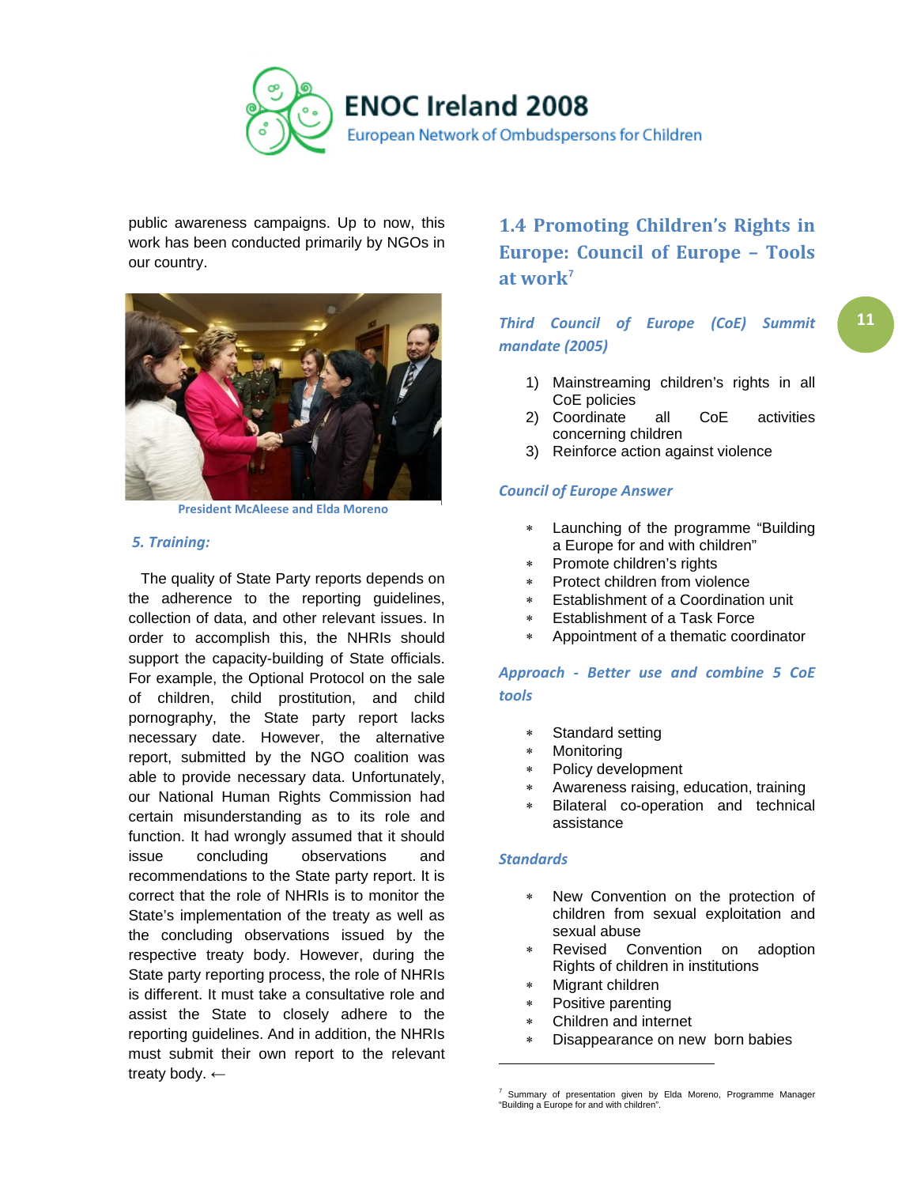public awareness campaigns. Up to now, this work has been conducted primarily by NGOs in our country.

President McAleese and Elda Moreno

### *5. Training:*

The quality of State Party reports depends on the adherence to the reporting guidelines, collection of data, and other relevant issues. In order to accomplish this, the NHRIs should support the capacity-building of State officials. For example, the Optional Protocol on the sale of children, child prostitution, and child pornography, the State party report lacks necessary date. However, the alternative report, submitted by the NGO coalition was able to provide necessary data. Unfortunately, our National Human Rights Commission had certain misunderstanding as to its role and function. It had wrongly assumed that it should issue concluding observations and recommendations to the State party report. It is correct that the role of NHRIs is to monitor the State's implementation of the treaty as well as the concluding observations issued by the respective treaty body. However, during the State party reporting process, the role of NHRIs is different. It must take a consultative role and assist the State to closely adhere to the reporting guidelines. And in addition, the NHRIs must submit their own report to the relevant treaty body. ←

## 1.4 Promoting Children's Rights in Europe: Council of Europe – Tools at work[7]

### *Third Council of Europe (CoE) Summit mandate (2005)*

1) Mainstreaming children's rights in all CoE policies
2) Coordinate all CoE activities concerning children
3) Reinforce action against violence

### *Council of Europe Answer*

- Launching of the programme "Building a Europe for and with children"
- Promote children's rights
- Protect children from violence
- Establishment of a Coordination unit
- Establishment of a Task Force
- Appointment of a thematic coordinator

### *Approach - Better use and combine 5 CoE tools*

- Standard setting
- Monitoring
- Policy development
- Awareness raising, education, training
- Bilateral co-operation and technical assistance

### *Standards*

- New Convention on the protection of children from sexual exploitation and sexual abuse
- Revised Convention on adoption Rights of children in institutions
- Migrant children
- Positive parenting
- Children and internet
- Disappearance on new born babies

---

[7] Summary of presentation given by Elda Moreno, Programme Manager "Building a Europe for and with children".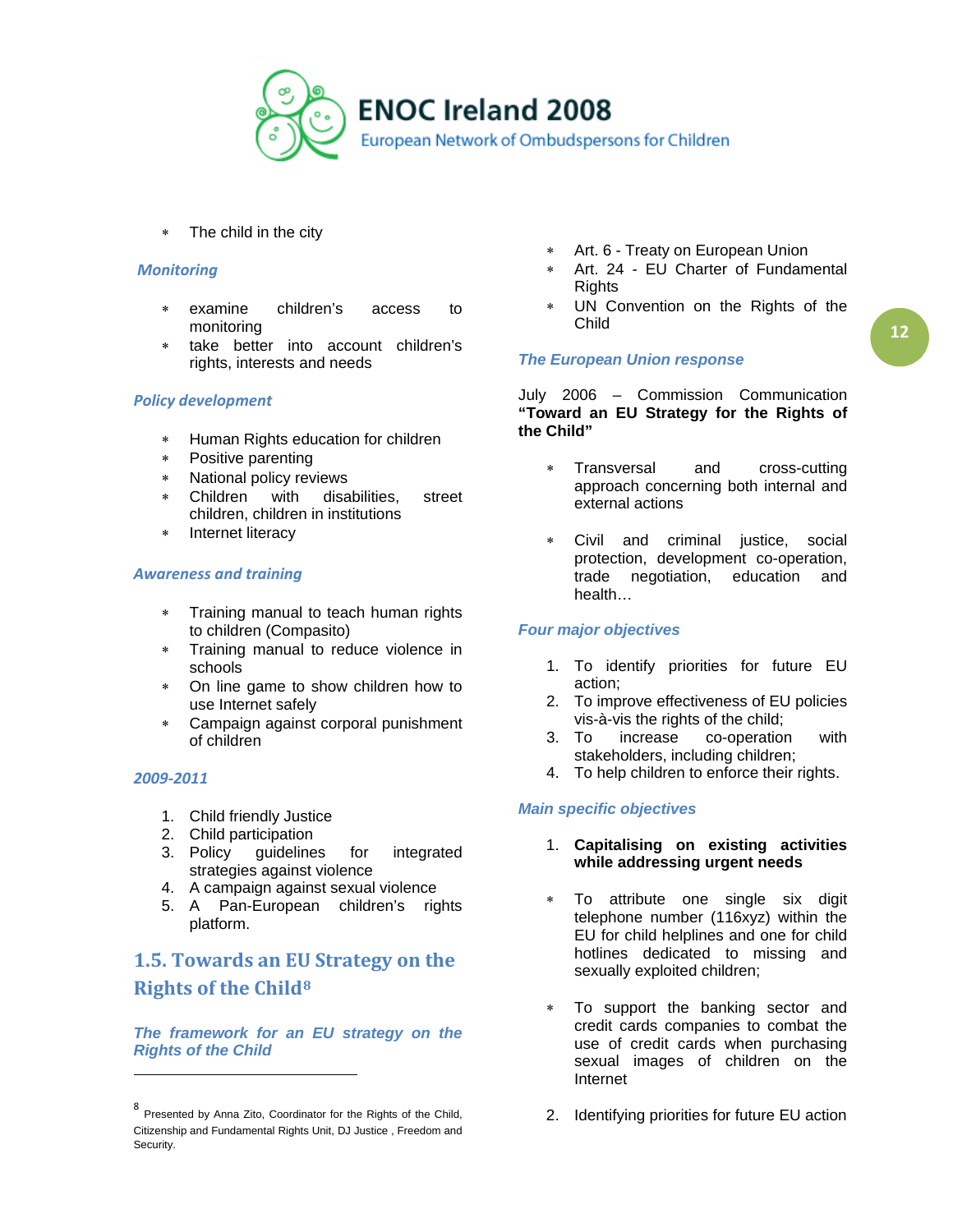- The child in the city

### Monitoring

- examine children's access to monitoring
- take better into account children's rights, interests and needs

### Policy development

- Human Rights education for children
- Positive parenting
- National policy reviews
- Children with disabilities, street children, children in institutions
- Internet literacy

### Awareness and training

- Training manual to teach human rights to children (Compasito)
- Training manual to reduce violence in schools
- On line game to show children how to use Internet safely
- Campaign against corporal punishment of children

### 2009-2011

1. Child friendly Justice
2. Child participation
3. Policy guidelines for integrated strategies against violence
4. A campaign against sexual violence
5. A Pan-European children's rights platform.

## 1.5. Towards an EU Strategy on the Rights of the Child[8]

### The framework for an EU strategy on the Rights of the Child

- Art. 6 - Treaty on European Union
- Art. 24 - EU Charter of Fundamental Rights
- UN Convention on the Rights of the Child

### The European Union response

July 2006 – Commission Communication **"Toward an EU Strategy for the Rights of the Child"**

- Transversal and cross-cutting approach concerning both internal and external actions

- Civil and criminal justice, social protection, development co-operation, trade negotiation, education and health…

### Four major objectives

1. To identify priorities for future EU action;
2. To improve effectiveness of EU policies vis-à-vis the rights of the child;
3. To increase co-operation with stakeholders, including children;
4. To help children to enforce their rights.

### Main specific objectives

1. **Capitalising on existing activities while addressing urgent needs**

- To attribute one single six digit telephone number (116xyz) within the EU for child helplines and one for child hotlines dedicated to missing and sexually exploited children;

- To support the banking sector and credit cards companies to combat the use of credit cards when purchasing sexual images of children on the Internet

2. Identifying priorities for future EU action

---

[8] Presented by Anna Zito, Coordinator for the Rights of the Child, Citizenship and Fundamental Rights Unit, DJ Justice , Freedom and Security.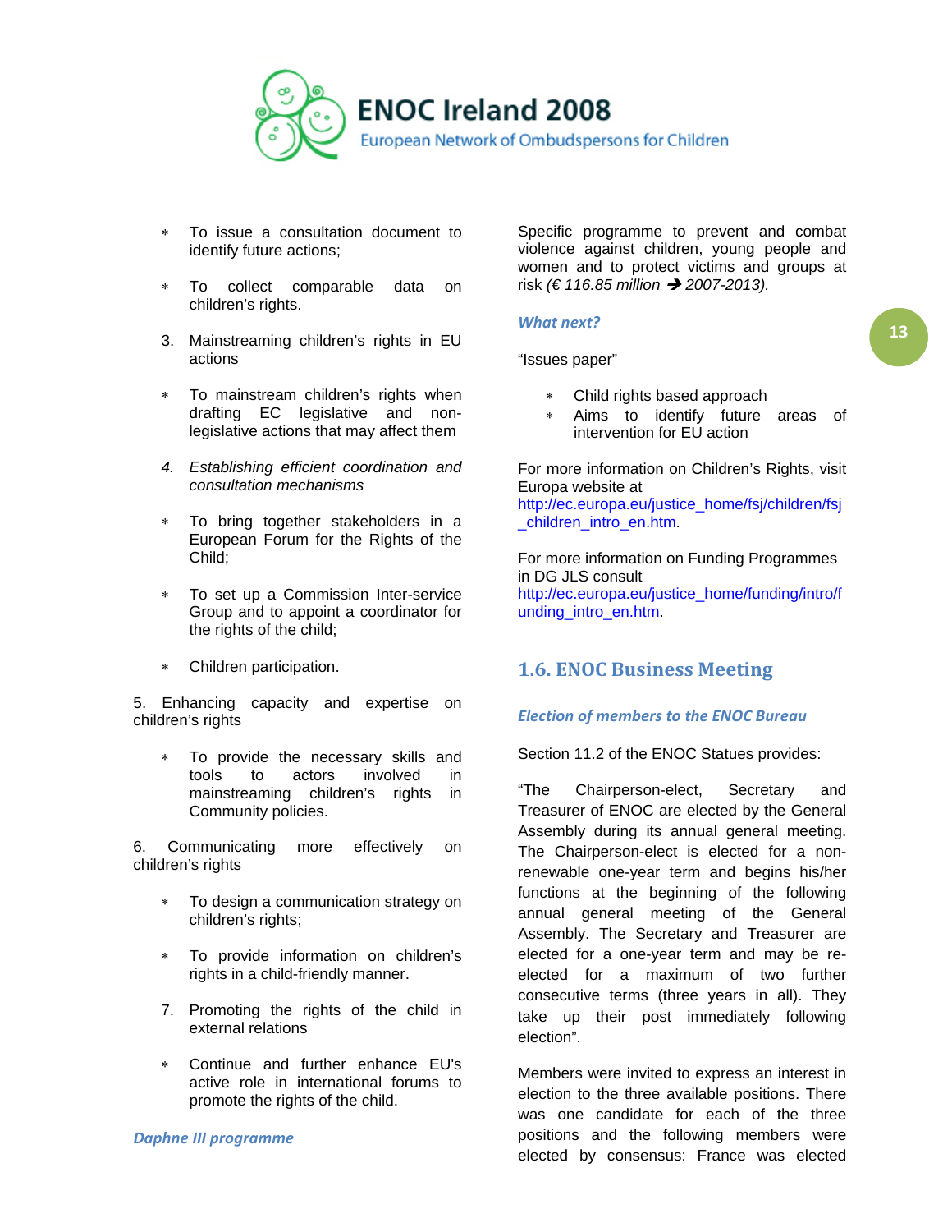- To issue a consultation document to identify future actions;
- To collect comparable data on children's rights.

3. Mainstreaming children's rights in EU actions

- To mainstream children's rights when drafting EC legislative and non-legislative actions that may affect them

4. *Establishing efficient coordination and consultation mechanisms*

- To bring together stakeholders in a European Forum for the Rights of the Child;
- To set up a Commission Inter-service Group and to appoint a coordinator for the rights of the child;
- Children participation.

5. Enhancing capacity and expertise on children's rights

- To provide the necessary skills and tools to actors involved in mainstreaming children's rights in Community policies.

6. Communicating more effectively on children's rights

- To design a communication strategy on children's rights;
- To provide information on children's rights in a child-friendly manner.

7. Promoting the rights of the child in external relations

- Continue and further enhance EU's active role in international forums to promote the rights of the child.

### *Daphne III programme*

Specific programme to prevent and combat violence against children, young people and women and to protect victims and groups at risk *(€ 116.85 million ➔ 2007-2013).*

### *What next?*

"Issues paper"

- Child rights based approach
- Aims to identify future areas of intervention for EU action

For more information on Children's Rights, visit Europa website at http://ec.europa.eu/justice_home/fsj/children/fsj_children_intro_en.htm.

For more information on Funding Programmes in DG JLS consult http://ec.europa.eu/justice_home/funding/intro/funding_intro_en.htm.

## 1.6. ENOC Business Meeting

### *Election of members to the ENOC Bureau*

Section 11.2 of the ENOC Statues provides:

"The Chairperson-elect, Secretary and Treasurer of ENOC are elected by the General Assembly during its annual general meeting. The Chairperson-elect is elected for a non-renewable one-year term and begins his/her functions at the beginning of the following annual general meeting of the General Assembly. The Secretary and Treasurer are elected for a one-year term and may be re-elected for a maximum of two further consecutive terms (three years in all). They take up their post immediately following election".

Members were invited to express an interest in election to the three available positions. There was one candidate for each of the three positions and the following members were elected by consensus: France was elected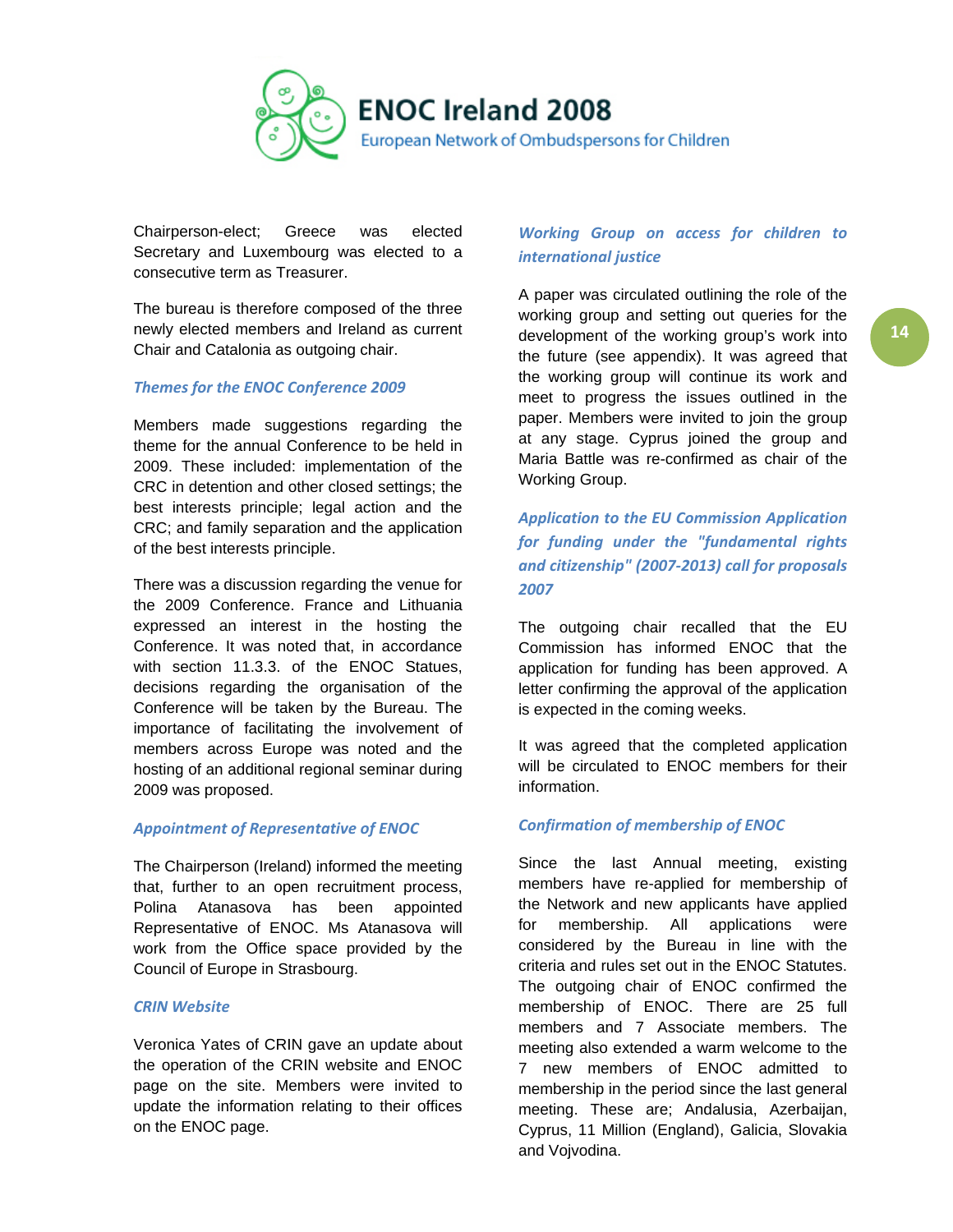Chairperson-elect; Greece was elected Secretary and Luxembourg was elected to a consecutive term as Treasurer.

The bureau is therefore composed of the three newly elected members and Ireland as current Chair and Catalonia as outgoing chair.

### *Themes for the ENOC Conference 2009*

Members made suggestions regarding the theme for the annual Conference to be held in 2009. These included: implementation of the CRC in detention and other closed settings; the best interests principle; legal action and the CRC; and family separation and the application of the best interests principle.

There was a discussion regarding the venue for the 2009 Conference. France and Lithuania expressed an interest in the hosting the Conference. It was noted that, in accordance with section 11.3.3. of the ENOC Statues, decisions regarding the organisation of the Conference will be taken by the Bureau. The importance of facilitating the involvement of members across Europe was noted and the hosting of an additional regional seminar during 2009 was proposed.

### *Appointment of Representative of ENOC*

The Chairperson (Ireland) informed the meeting that, further to an open recruitment process, Polina Atanasova has been appointed Representative of ENOC. Ms Atanasova will work from the Office space provided by the Council of Europe in Strasbourg.

### *CRIN Website*

Veronica Yates of CRIN gave an update about the operation of the CRIN website and ENOC page on the site. Members were invited to update the information relating to their offices on the ENOC page.

### *Working Group on access for children to international justice*

A paper was circulated outlining the role of the working group and setting out queries for the development of the working group's work into the future (see appendix). It was agreed that the working group will continue its work and meet to progress the issues outlined in the paper. Members were invited to join the group at any stage. Cyprus joined the group and Maria Battle was re-confirmed as chair of the Working Group.

### *Application to the EU Commission Application for funding under the "fundamental rights and citizenship" (2007-2013) call for proposals 2007*

The outgoing chair recalled that the EU Commission has informed ENOC that the application for funding has been approved. A letter confirming the approval of the application is expected in the coming weeks.

It was agreed that the completed application will be circulated to ENOC members for their information.

### *Confirmation of membership of ENOC*

Since the last Annual meeting, existing members have re-applied for membership of the Network and new applicants have applied for membership. All applications were considered by the Bureau in line with the criteria and rules set out in the ENOC Statutes. The outgoing chair of ENOC confirmed the membership of ENOC. There are 25 full members and 7 Associate members. The meeting also extended a warm welcome to the 7 new members of ENOC admitted to membership in the period since the last general meeting. These are; Andalusia, Azerbaijan, Cyprus, 11 Million (England), Galicia, Slovakia and Vojvodina.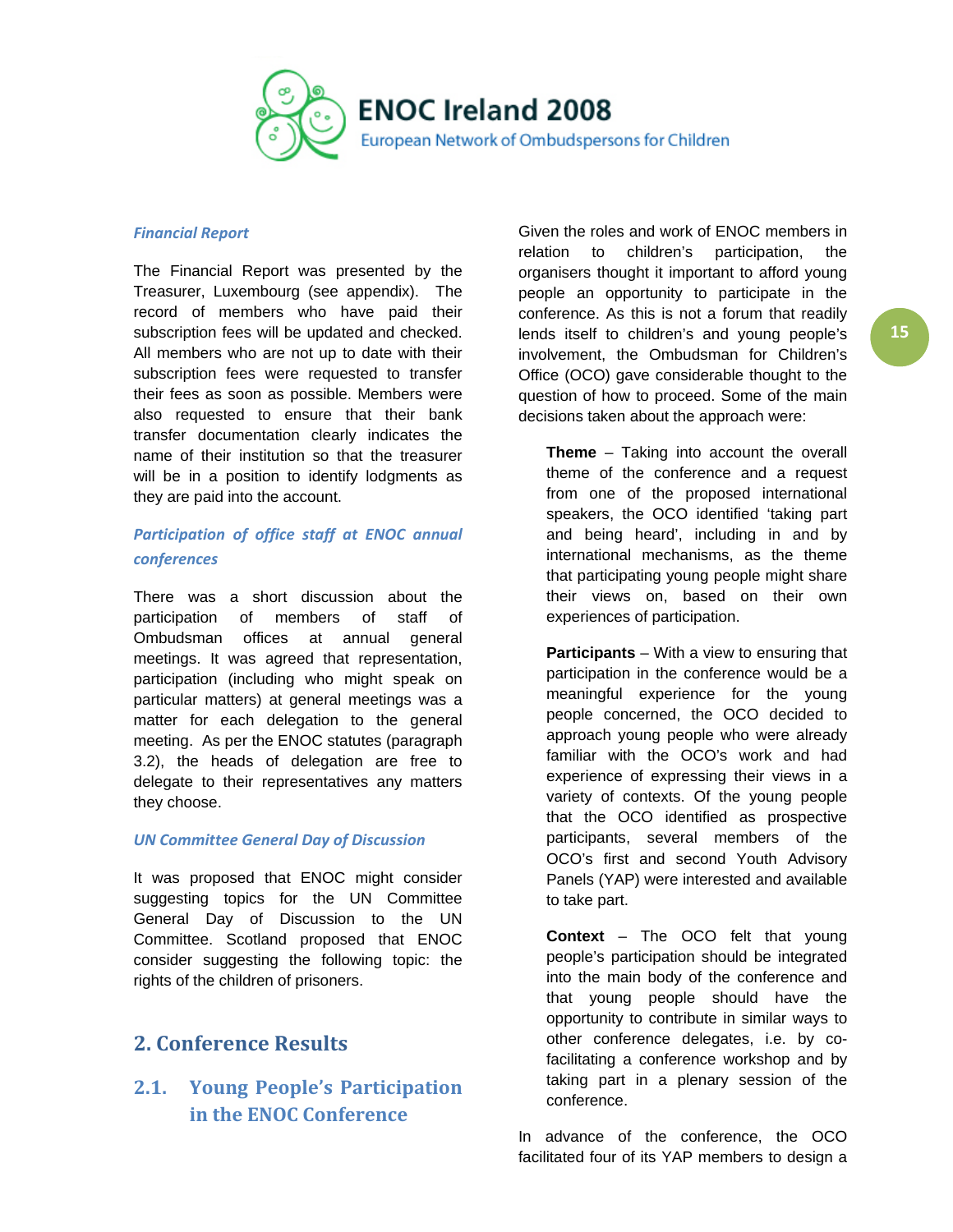### *Financial Report*

The Financial Report was presented by the Treasurer, Luxembourg (see appendix). The record of members who have paid their subscription fees will be updated and checked. All members who are not up to date with their subscription fees were requested to transfer their fees as soon as possible. Members were also requested to ensure that their bank transfer documentation clearly indicates the name of their institution so that the treasurer will be in a position to identify lodgments as they are paid into the account.

### *Participation of office staff at ENOC annual conferences*

There was a short discussion about the participation of members of staff of Ombudsman offices at annual general meetings. It was agreed that representation, participation (including who might speak on particular matters) at general meetings was a matter for each delegation to the general meeting. As per the ENOC statutes (paragraph 3.2), the heads of delegation are free to delegate to their representatives any matters they choose.

### *UN Committee General Day of Discussion*

It was proposed that ENOC might consider suggesting topics for the UN Committee General Day of Discussion to the UN Committee. Scotland proposed that ENOC consider suggesting the following topic: the rights of the children of prisoners.

## 2. Conference Results

### 2.1. Young People's Participation in the ENOC Conference

Given the roles and work of ENOC members in relation to children's participation, the organisers thought it important to afford young people an opportunity to participate in the conference. As this is not a forum that readily lends itself to children's and young people's involvement, the Ombudsman for Children's Office (OCO) gave considerable thought to the question of how to proceed. Some of the main decisions taken about the approach were:

**Theme** – Taking into account the overall theme of the conference and a request from one of the proposed international speakers, the OCO identified 'taking part and being heard', including in and by international mechanisms, as the theme that participating young people might share their views on, based on their own experiences of participation.

**Participants** – With a view to ensuring that participation in the conference would be a meaningful experience for the young people concerned, the OCO decided to approach young people who were already familiar with the OCO's work and had experience of expressing their views in a variety of contexts. Of the young people that the OCO identified as prospective participants, several members of the OCO's first and second Youth Advisory Panels (YAP) were interested and available to take part.

**Context** – The OCO felt that young people's participation should be integrated into the main body of the conference and that young people should have the opportunity to contribute in similar ways to other conference delegates, i.e. by co-facilitating a conference workshop and by taking part in a plenary session of the conference.

In advance of the conference, the OCO facilitated four of its YAP members to design a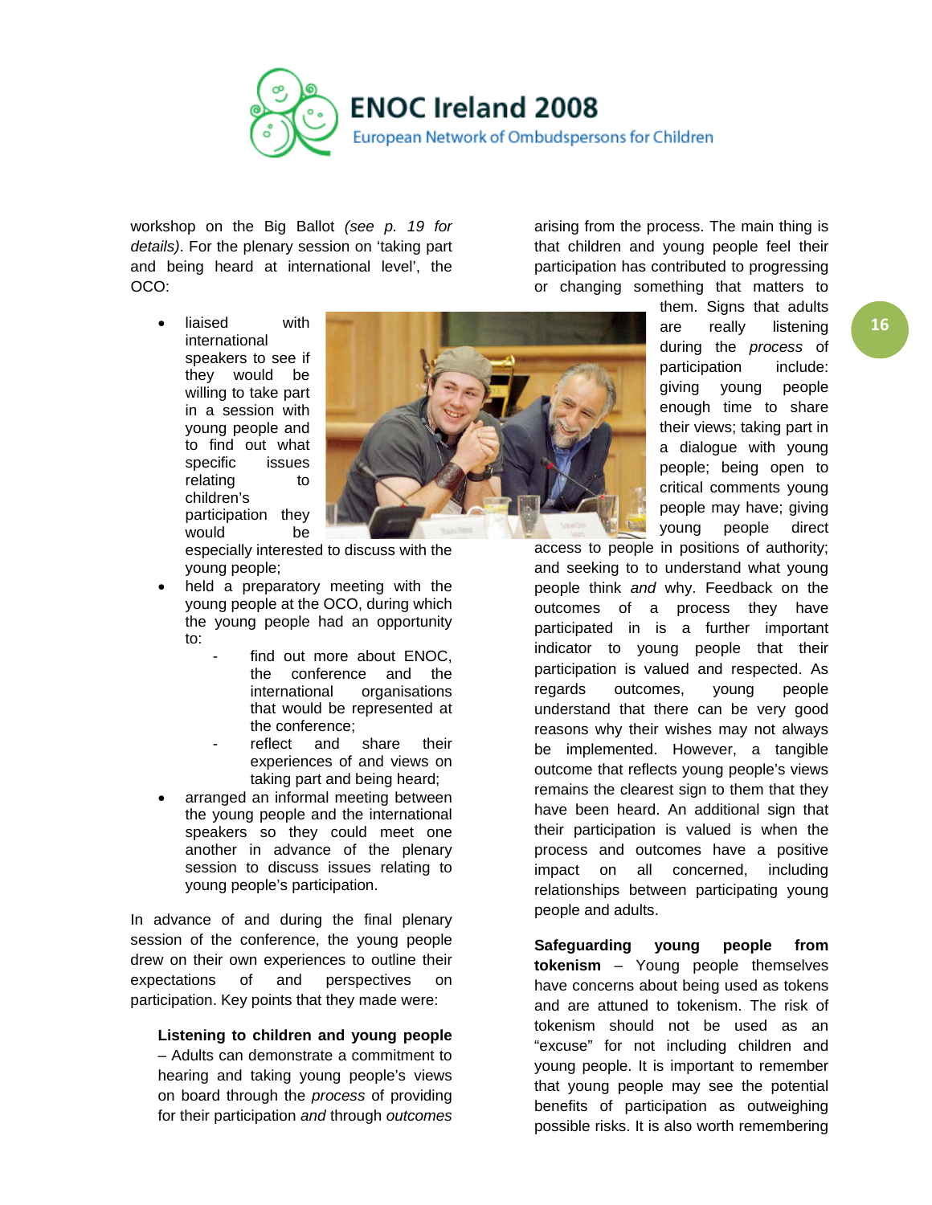workshop on the Big Ballot *(see p. 19 for details)*. For the plenary session on 'taking part and being heard at international level', the OCO:

- liaised with international speakers to see if they would be willing to take part in a session with young people and to find out what specific issues relating to children's participation they would be especially interested to discuss with the young people;
- held a preparatory meeting with the young people at the OCO, during which the young people had an opportunity to:
  - find out more about ENOC, the conference and the international organisations that would be represented at the conference;
  - reflect and share their experiences of and views on taking part and being heard;
- arranged an informal meeting between the young people and the international speakers so they could meet one another in advance of the plenary session to discuss issues relating to young people's participation.

In advance of and during the final plenary session of the conference, the young people drew on their own experiences to outline their expectations of and perspectives on participation. Key points that they made were:

**Listening to children and young people** – Adults can demonstrate a commitment to hearing and taking young people's views on board through the *process* of providing for their participation *and* through *outcomes* arising from the process. The main thing is that children and young people feel their participation has contributed to progressing or changing something that matters to them. Signs that adults are really listening during the *process* of participation include: giving young people enough time to share their views; taking part in a dialogue with young people; being open to critical comments young people may have; giving young people direct access to people in positions of authority; and seeking to to understand what young people think *and* why. Feedback on the outcomes of a process they have participated in is a further important indicator to young people that their participation is valued and respected. As regards outcomes, young people understand that there can be very good reasons why their wishes may not always be implemented. However, a tangible outcome that reflects young people's views remains the clearest sign to them that they have been heard. An additional sign that their participation is valued is when the process and outcomes have a positive impact on all concerned, including relationships between participating young people and adults.

**Safeguarding young people from tokenism** – Young people themselves have concerns about being used as tokens and are attuned to tokenism. The risk of tokenism should not be used as an "excuse" for not including children and young people. It is important to remember that young people may see the potential benefits of participation as outweighing possible risks. It is also worth remembering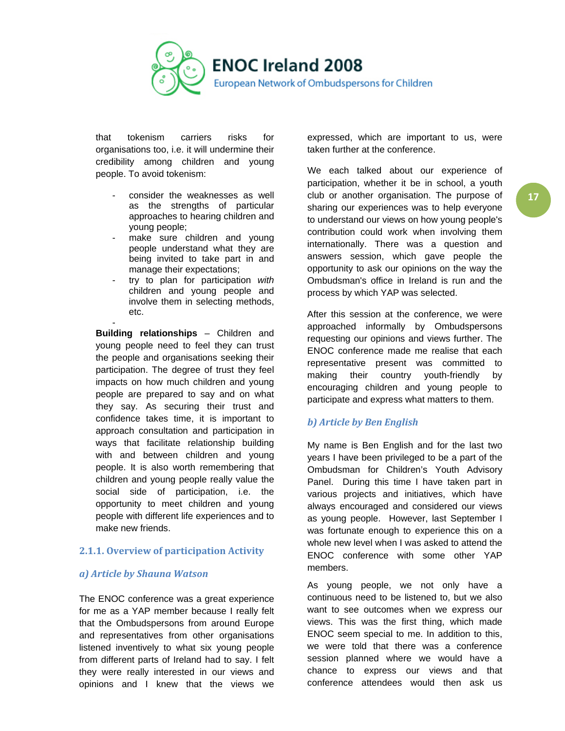that tokenism carriers risks for organisations too, i.e. it will undermine their credibility among children and young people. To avoid tokenism:

- consider the weaknesses as well as the strengths of particular approaches to hearing children and young people;
- make sure children and young people understand what they are being invited to take part in and manage their expectations;
- try to plan for participation *with* children and young people and involve them in selecting methods, etc.

**Building relationships** – Children and young people need to feel they can trust the people and organisations seeking their participation. The degree of trust they feel impacts on how much children and young people are prepared to say and on what they say. As securing their trust and confidence takes time, it is important to approach consultation and participation in ways that facilitate relationship building with and between children and young people. It is also worth remembering that children and young people really value the social side of participation, i.e. the opportunity to meet children and young people with different life experiences and to make new friends.

### 2.1.1. Overview of participation Activity

#### *a) Article by Shauna Watson*

The ENOC conference was a great experience for me as a YAP member because I really felt that the Ombudspersons from around Europe and representatives from other organisations listened inventively to what six young people from different parts of Ireland had to say. I felt they were really interested in our views and opinions and I knew that the views we expressed, which are important to us, were taken further at the conference.

We each talked about our experience of participation, whether it be in school, a youth club or another organisation. The purpose of sharing our experiences was to help everyone to understand our views on how young people's contribution could work when involving them internationally. There was a question and answers session, which gave people the opportunity to ask our opinions on the way the Ombudsman's office in Ireland is run and the process by which YAP was selected.

After this session at the conference, we were approached informally by Ombudspersons requesting our opinions and views further. The ENOC conference made me realise that each representative present was committed to making their country youth-friendly by encouraging children and young people to participate and express what matters to them.

#### *b) Article by Ben English*

My name is Ben English and for the last two years I have been privileged to be a part of the Ombudsman for Children's Youth Advisory Panel. During this time I have taken part in various projects and initiatives, which have always encouraged and considered our views as young people. However, last September I was fortunate enough to experience this on a whole new level when I was asked to attend the ENOC conference with some other YAP members.

As young people, we not only have a continuous need to be listened to, but we also want to see outcomes when we express our views. This was the first thing, which made ENOC seem special to me. In addition to this, we were told that there was a conference session planned where we would have a chance to express our views and that conference attendees would then ask us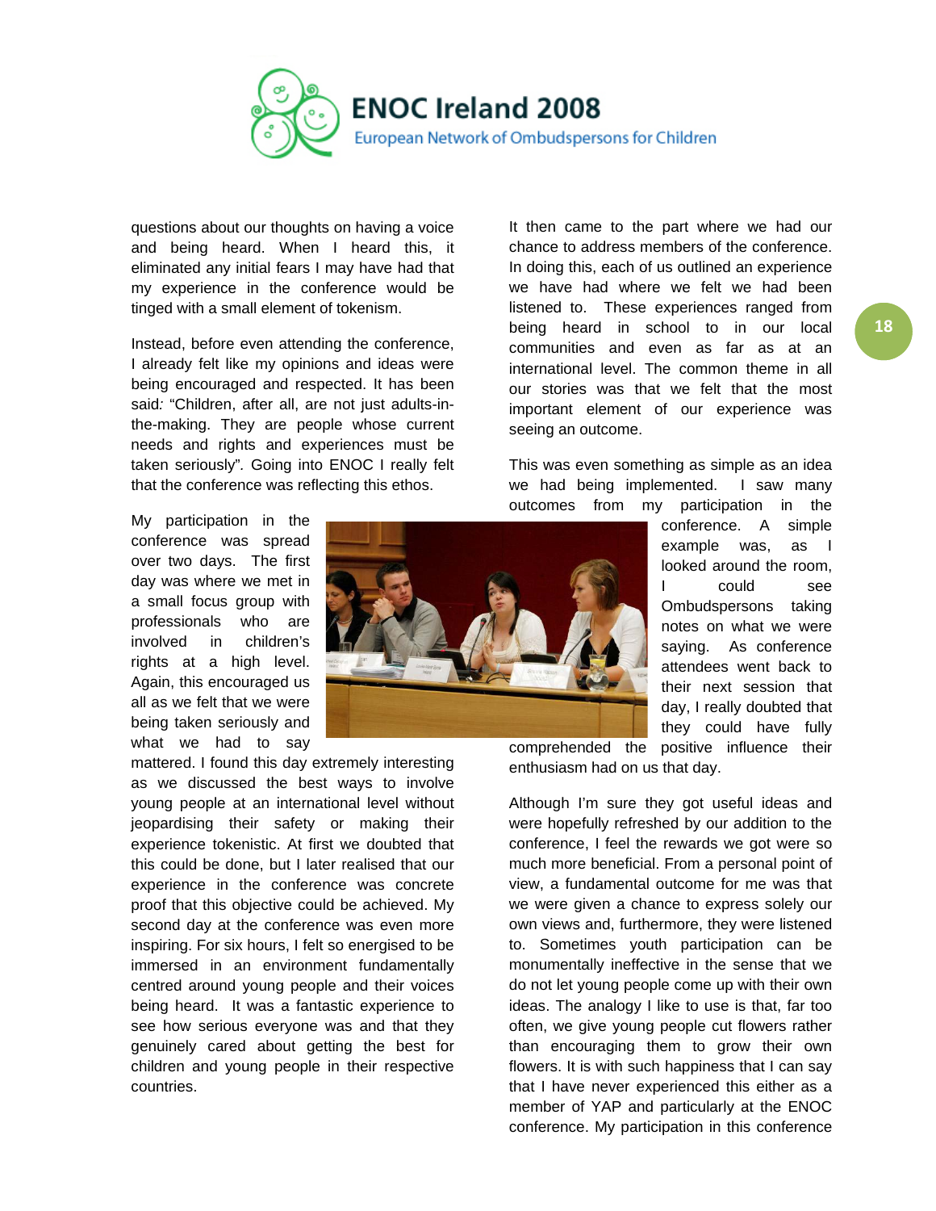questions about our thoughts on having a voice and being heard. When I heard this, it eliminated any initial fears I may have had that my experience in the conference would be tinged with a small element of tokenism.

Instead, before even attending the conference, I already felt like my opinions and ideas were being encouraged and respected. It has been said: "Children, after all, are not just adults-in-the-making. They are people whose current needs and rights and experiences must be taken seriously". Going into ENOC I really felt that the conference was reflecting this ethos.

My participation in the conference was spread over two days. The first day was where we met in a small focus group with professionals who are involved in children's rights at a high level. Again, this encouraged us all as we felt that we were being taken seriously and what we had to say mattered. I found this day extremely interesting as we discussed the best ways to involve young people at an international level without jeopardising their safety or making their experience tokenistic. At first we doubted that this could be done, but I later realised that our experience in the conference was concrete proof that this objective could be achieved. My second day at the conference was even more inspiring. For six hours, I felt so energised to be immersed in an environment fundamentally centred around young people and their voices being heard. It was a fantastic experience to see how serious everyone was and that they genuinely cared about getting the best for children and young people in their respective countries.

It then came to the part where we had our chance to address members of the conference. In doing this, each of us outlined an experience we have had where we felt we had been listened to. These experiences ranged from being heard in school to in our local communities and even as far as at an international level. The common theme in all our stories was that we felt that the most important element of our experience was seeing an outcome.

This was even something as simple as an idea we had being implemented. I saw many outcomes from my participation in the conference. A simple example was, as I looked around the room, I could see Ombudspersons taking notes on what we were saying. As conference attendees went back to their next session that day, I really doubted that they could have fully comprehended the positive influence their enthusiasm had on us that day.

Although I'm sure they got useful ideas and were hopefully refreshed by our addition to the conference, I feel the rewards we got were so much more beneficial. From a personal point of view, a fundamental outcome for me was that we were given a chance to express solely our own views and, furthermore, they were listened to. Sometimes youth participation can be monumentally ineffective in the sense that we do not let young people come up with their own ideas. The analogy I like to use is that, far too often, we give young people cut flowers rather than encouraging them to grow their own flowers. It is with such happiness that I can say that I have never experienced this either as a member of YAP and particularly at the ENOC conference. My participation in this conference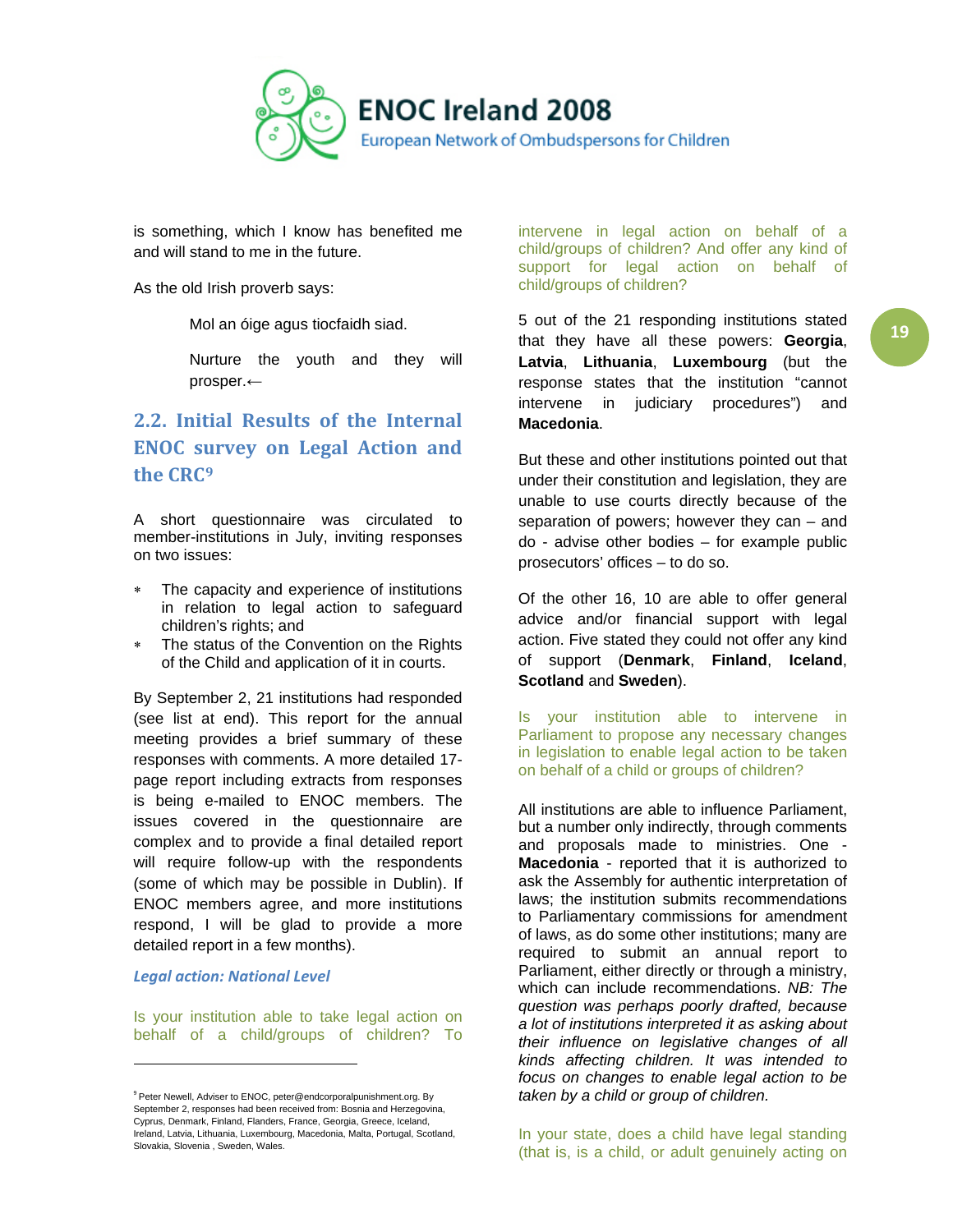is something, which I know has benefited me and will stand to me in the future.

As the old Irish proverb says:

> Mol an óige agus tiocfaidh siad.
>
> Nurture the youth and they will prosper.←

## 2.2. Initial Results of the Internal ENOC survey on Legal Action and the CRC[9]

A short questionnaire was circulated to member-institutions in July, inviting responses on two issues:

- The capacity and experience of institutions in relation to legal action to safeguard children's rights; and
- The status of the Convention on the Rights of the Child and application of it in courts.

By September 2, 21 institutions had responded (see list at end). This report for the annual meeting provides a brief summary of these responses with comments. A more detailed 17-page report including extracts from responses is being e-mailed to ENOC members. The issues covered in the questionnaire are complex and to provide a final detailed report will require follow-up with the respondents (some of which may be possible in Dublin). If ENOC members agree, and more institutions respond, I will be glad to provide a more detailed report in a few months).

### *Legal action: National Level*

Is your institution able to take legal action on behalf of a child/groups of children? To intervene in legal action on behalf of a child/groups of children? And offer any kind of support for legal action on behalf of child/groups of children?

5 out of the 21 responding institutions stated that they have all these powers: **Georgia**, **Latvia**, **Lithuania**, **Luxembourg** (but the response states that the institution "cannot intervene in judiciary procedures") and **Macedonia**.

But these and other institutions pointed out that under their constitution and legislation, they are unable to use courts directly because of the separation of powers; however they can – and do - advise other bodies – for example public prosecutors' offices – to do so.

Of the other 16, 10 are able to offer general advice and/or financial support with legal action. Five stated they could not offer any kind of support (**Denmark**, **Finland**, **Iceland**, **Scotland** and **Sweden**).

Is your institution able to intervene in Parliament to propose any necessary changes in legislation to enable legal action to be taken on behalf of a child or groups of children?

All institutions are able to influence Parliament, but a number only indirectly, through comments and proposals made to ministries. One - **Macedonia** - reported that it is authorized to ask the Assembly for authentic interpretation of laws; the institution submits recommendations to Parliamentary commissions for amendment of laws, as do some other institutions; many are required to submit an annual report to Parliament, either directly or through a ministry, which can include recommendations. *NB: The question was perhaps poorly drafted, because a lot of institutions interpreted it as asking about their influence on legislative changes of all kinds affecting children. It was intended to focus on changes to enable legal action to be taken by a child or group of children.*

In your state, does a child have legal standing (that is, is a child, or adult genuinely acting on

---

[9] Peter Newell, Adviser to ENOC, peter@endcorporalpunishment.org. By September 2, responses had been received from: Bosnia and Herzegovina, Cyprus, Denmark, Finland, Flanders, France, Georgia, Greece, Iceland, Ireland, Latvia, Lithuania, Luxembourg, Macedonia, Malta, Portugal, Scotland, Slovakia, Slovenia , Sweden, Wales.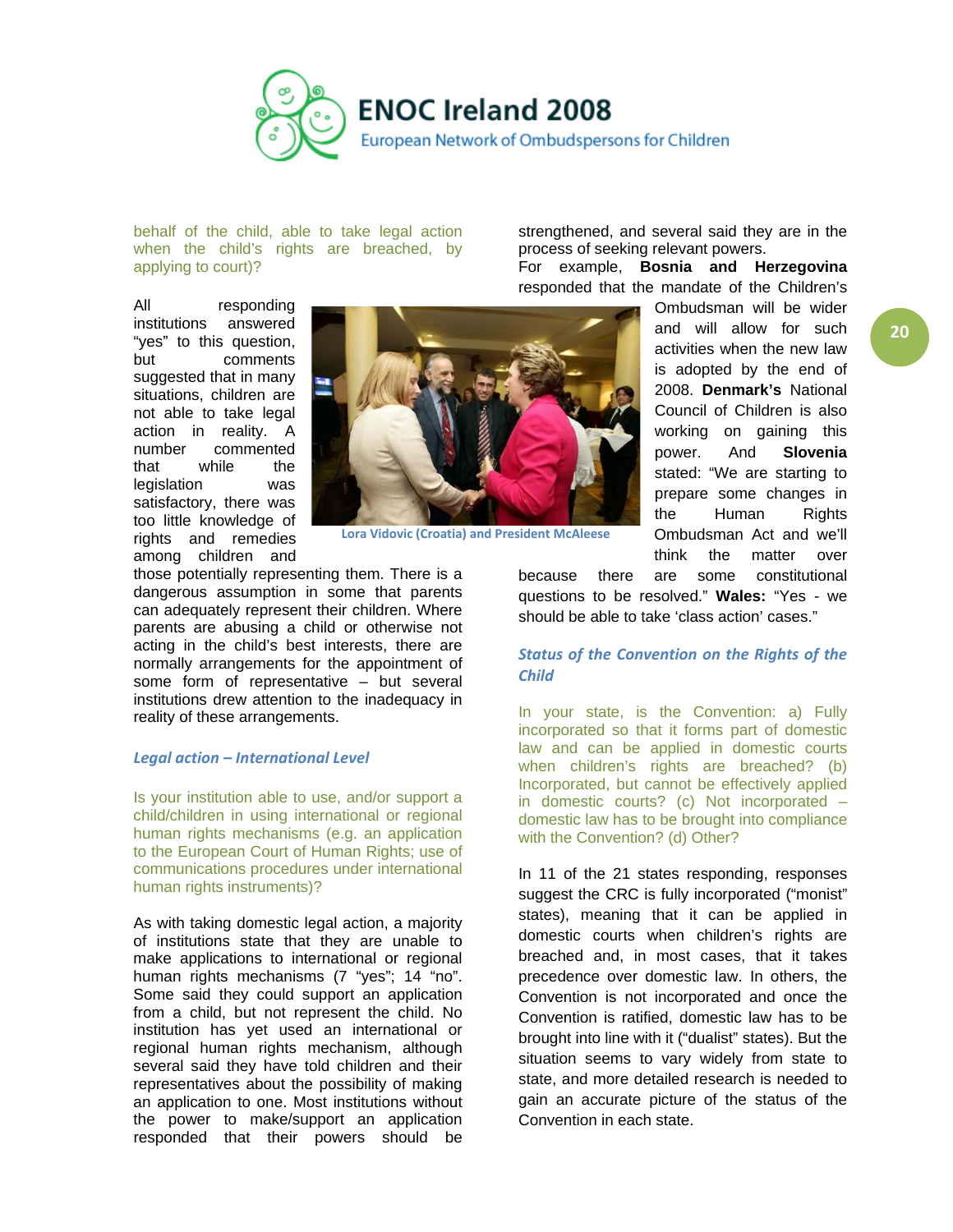behalf of the child, able to take legal action when the child's rights are breached, by applying to court)?

All responding institutions answered "yes" to this question, but comments suggested that in many situations, children are not able to take legal action in reality. A number commented that while the legislation was satisfactory, there was too little knowledge of rights and remedies among children and those potentially representing them. There is a dangerous assumption in some that parents can adequately represent their children. Where parents are abusing a child or otherwise not acting in the child's best interests, there are normally arrangements for the appointment of some form of representative – but several institutions drew attention to the inadequacy in reality of these arrangements.

Lora Vidovic (Croatia) and President McAleese

### *Legal action – International Level*

Is your institution able to use, and/or support a child/children in using international or regional human rights mechanisms (e.g. an application to the European Court of Human Rights; use of communications procedures under international human rights instruments)?

As with taking domestic legal action, a majority of institutions state that they are unable to make applications to international or regional human rights mechanisms (7 "yes"; 14 "no". Some said they could support an application from a child, but not represent the child. No institution has yet used an international or regional human rights mechanism, although several said they have told children and their representatives about the possibility of making an application to one. Most institutions without the power to make/support an application responded that their powers should be strengthened, and several said they are in the process of seeking relevant powers.

For example, **Bosnia and Herzegovina** responded that the mandate of the Children's Ombudsman will be wider and will allow for such activities when the new law is adopted by the end of 2008. **Denmark's** National Council of Children is also working on gaining this power. And **Slovenia** stated: "We are starting to prepare some changes in the Human Rights Ombudsman Act and we'll think the matter over because there are some constitutional questions to be resolved." **Wales:** "Yes - we should be able to take 'class action' cases."

### *Status of the Convention on the Rights of the Child*

In your state, is the Convention: a) Fully incorporated so that it forms part of domestic law and can be applied in domestic courts when children's rights are breached? (b) Incorporated, but cannot be effectively applied in domestic courts? (c) Not incorporated – domestic law has to be brought into compliance with the Convention? (d) Other?

In 11 of the 21 states responding, responses suggest the CRC is fully incorporated ("monist" states), meaning that it can be applied in domestic courts when children's rights are breached and, in most cases, that it takes precedence over domestic law. In others, the Convention is not incorporated and once the Convention is ratified, domestic law has to be brought into line with it ("dualist" states). But the situation seems to vary widely from state to state, and more detailed research is needed to gain an accurate picture of the status of the Convention in each state.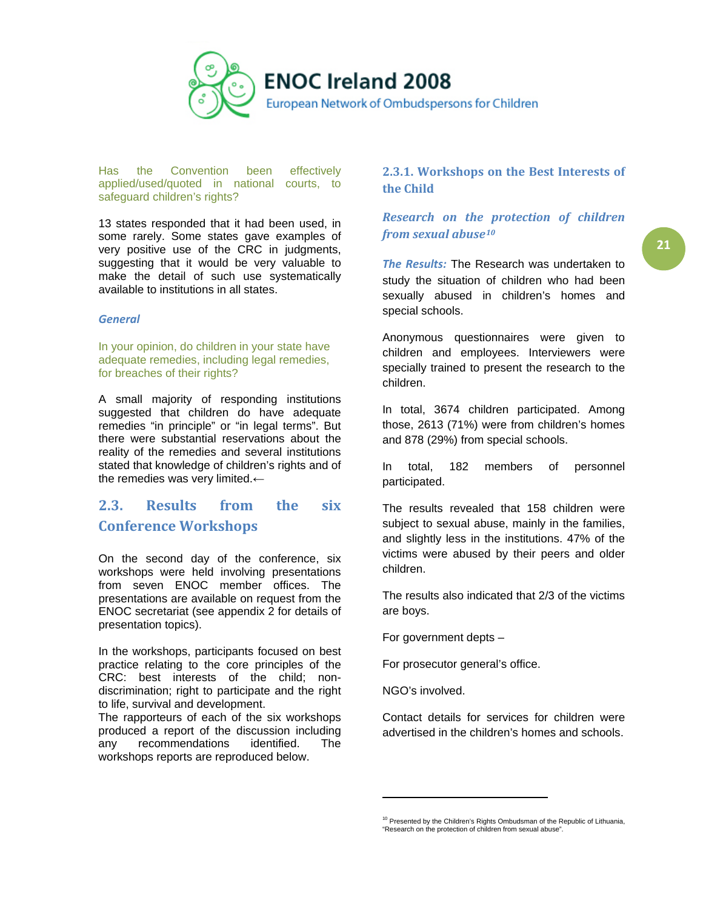Has the Convention been effectively applied/used/quoted in national courts, to safeguard children's rights?

13 states responded that it had been used, in some rarely. Some states gave examples of very positive use of the CRC in judgments, suggesting that it would be very valuable to make the detail of such use systematically available to institutions in all states.

### *General*

In your opinion, do children in your state have adequate remedies, including legal remedies, for breaches of their rights?

A small majority of responding institutions suggested that children do have adequate remedies "in principle" or "in legal terms". But there were substantial reservations about the reality of the remedies and several institutions stated that knowledge of children's rights and of the remedies was very limited.←

## 2.3. Results from the six Conference Workshops

On the second day of the conference, six workshops were held involving presentations from seven ENOC member offices. The presentations are available on request from the ENOC secretariat (see appendix 2 for details of presentation topics).

In the workshops, participants focused on best practice relating to the core principles of the CRC: best interests of the child; non-discrimination; right to participate and the right to life, survival and development.
The rapporteurs of each of the six workshops produced a report of the discussion including any recommendations identified. The workshops reports are reproduced below.

### 2.3.1. Workshops on the Best Interests of the Child

#### *Research on the protection of children from sexual abuse*[10]

***The Results:*** The Research was undertaken to study the situation of children who had been sexually abused in children's homes and special schools.

Anonymous questionnaires were given to children and employees. Interviewers were specially trained to present the research to the children.

In total, 3674 children participated. Among those, 2613 (71%) were from children's homes and 878 (29%) from special schools.

In total, 182 members of personnel participated.

The results revealed that 158 children were subject to sexual abuse, mainly in the families, and slightly less in the institutions. 47% of the victims were abused by their peers and older children.

The results also indicated that 2/3 of the victims are boys.

For government depts –

For prosecutor general's office.

NGO's involved.

Contact details for services for children were advertised in the children's homes and schools.

[10] Presented by the Children's Rights Ombudsman of the Republic of Lithuania, "Research on the protection of children from sexual abuse".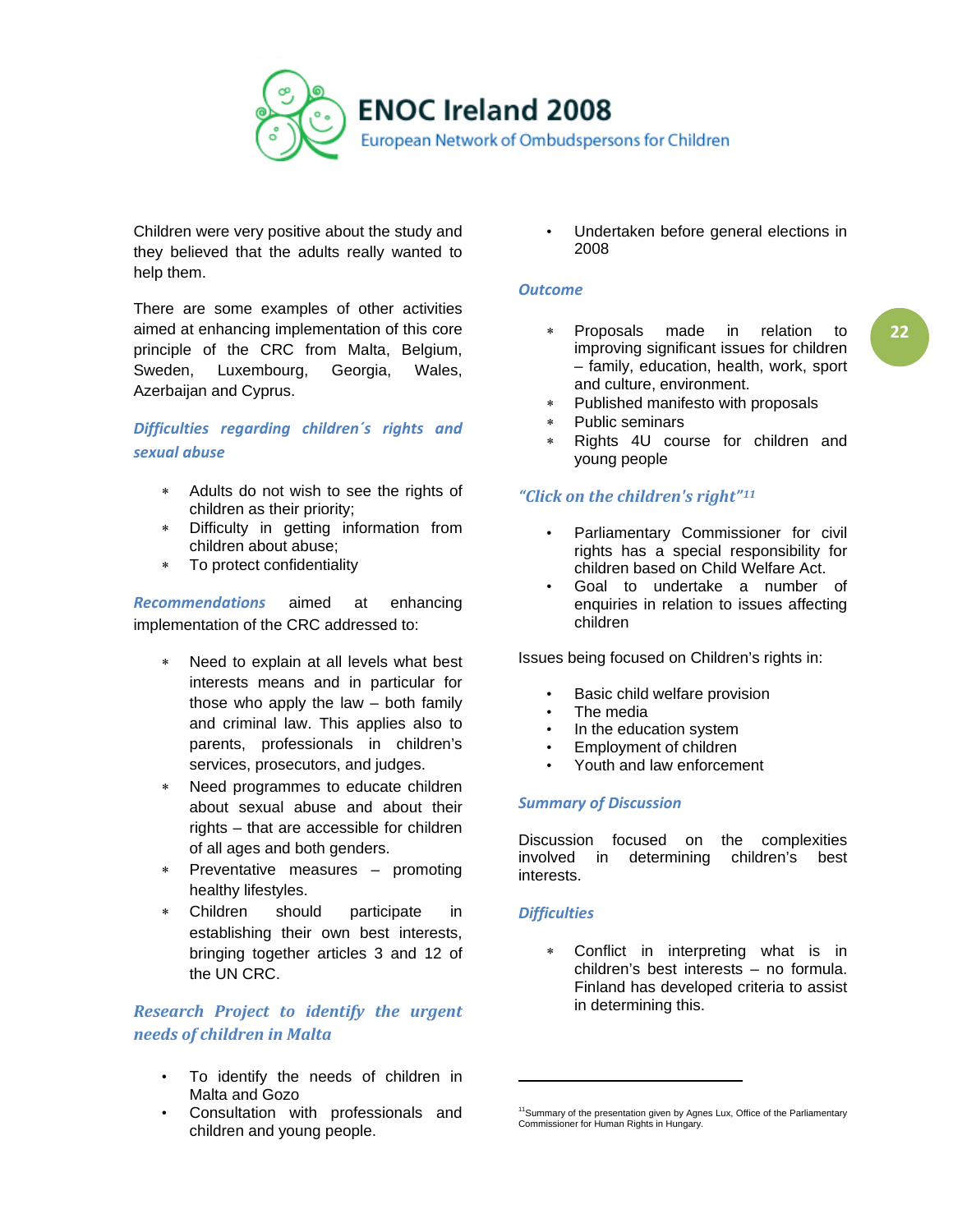Children were very positive about the study and they believed that the adults really wanted to help them.

There are some examples of other activities aimed at enhancing implementation of this core principle of the CRC from Malta, Belgium, Sweden, Luxembourg, Georgia, Wales, Azerbaijan and Cyprus.

### *Difficulties regarding children´s rights and sexual abuse*

- Adults do not wish to see the rights of children as their priority;
- Difficulty in getting information from children about abuse;
- To protect confidentiality

***Recommendations*** aimed at enhancing implementation of the CRC addressed to:

- Need to explain at all levels what best interests means and in particular for those who apply the law – both family and criminal law. This applies also to parents, professionals in children's services, prosecutors, and judges.
- Need programmes to educate children about sexual abuse and about their rights – that are accessible for children of all ages and both genders.
- Preventative measures – promoting healthy lifestyles.
- Children should participate in establishing their own best interests, bringing together articles 3 and 12 of the UN CRC.

### *Research Project to identify the urgent needs of children in Malta*

- To identify the needs of children in Malta and Gozo
- Consultation with professionals and children and young people.
- Undertaken before general elections in 2008

### *Outcome*

- Proposals made in relation to improving significant issues for children – family, education, health, work, sport and culture, environment.
- Published manifesto with proposals
- Public seminars
- Rights 4U course for children and young people

### *"Click on the children's right"*[11]

- Parliamentary Commissioner for civil rights has a special responsibility for children based on Child Welfare Act.
- Goal to undertake a number of enquiries in relation to issues affecting children

Issues being focused on Children's rights in:

- Basic child welfare provision
- The media
- In the education system
- Employment of children
- Youth and law enforcement

### *Summary of Discussion*

Discussion focused on the complexities involved in determining children's best interests.

### *Difficulties*

- Conflict in interpreting what is in children's best interests – no formula. Finland has developed criteria to assist in determining this.

---

[11] Summary of the presentation given by Agnes Lux, Office of the Parliamentary Commissioner for Human Rights in Hungary.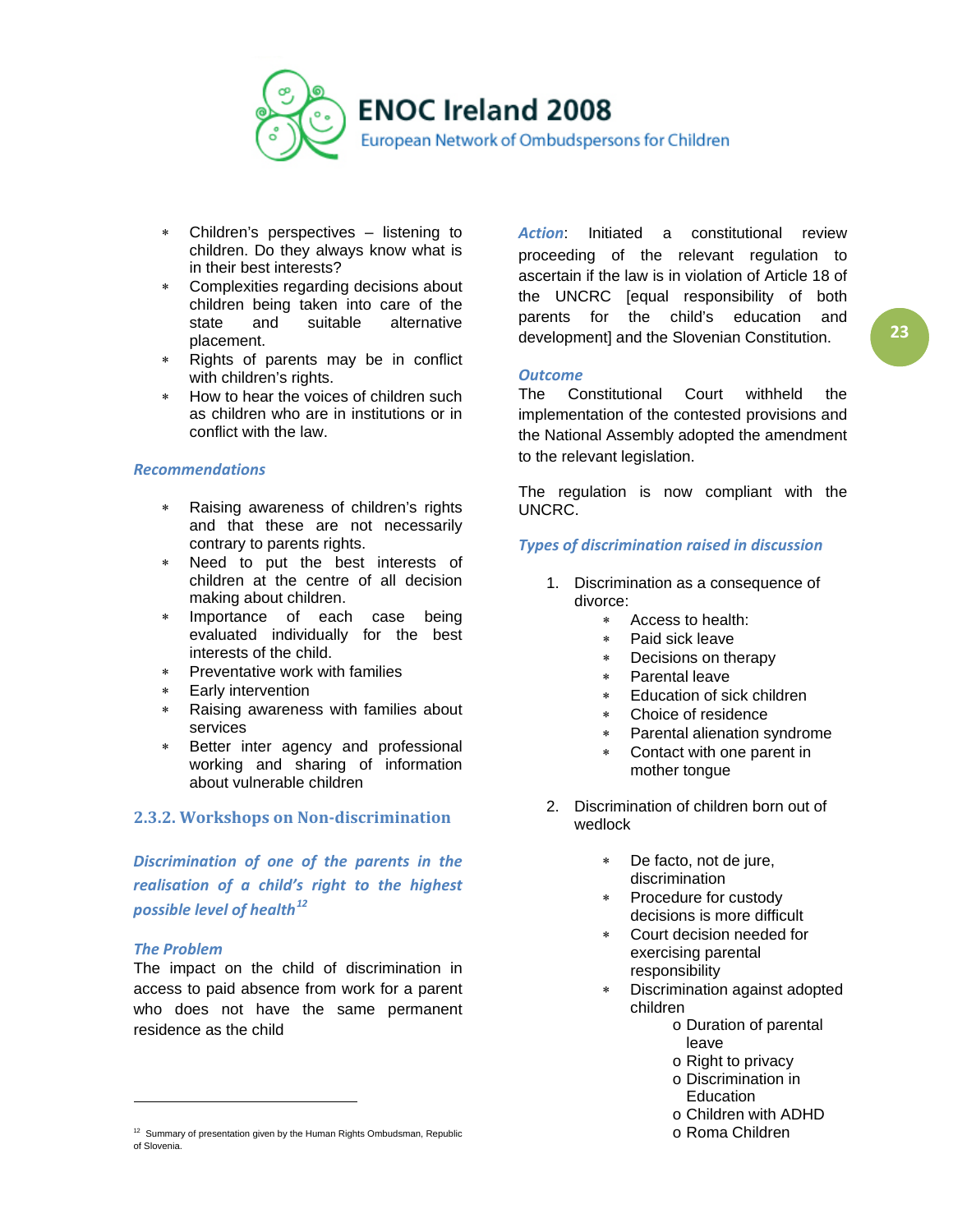* Children's perspectives – listening to children. Do they always know what is in their best interests?
* Complexities regarding decisions about children being taken into care of the state and suitable alternative placement.
* Rights of parents may be in conflict with children's rights.
* How to hear the voices of children such as children who are in institutions or in conflict with the law.

***Recommendations***

* Raising awareness of children's rights and that these are not necessarily contrary to parents rights.
* Need to put the best interests of children at the centre of all decision making about children.
* Importance of each case being evaluated individually for the best interests of the child.
* Preventative work with families
* Early intervention
* Raising awareness with families about services
* Better inter agency and professional working and sharing of information about vulnerable children

### 2.3.2. Workshops on Non-discrimination

***Discrimination of one of the parents in the realisation of a child's right to the highest possible level of health[12]***

***The Problem***

The impact on the child of discrimination in access to paid absence from work for a parent who does not have the same permanent residence as the child

***Action***: Initiated a constitutional review proceeding of the relevant regulation to ascertain if the law is in violation of Article 18 of the UNCRC [equal responsibility of both parents for the child's education and development] and the Slovenian Constitution.

***Outcome***

The Constitutional Court withheld the implementation of the contested provisions and the National Assembly adopted the amendment to the relevant legislation.

The regulation is now compliant with the UNCRC.

***Types of discrimination raised in discussion***

1. Discrimination as a consequence of divorce:
   * Access to health:
   * Paid sick leave
   * Decisions on therapy
   * Parental leave
   * Education of sick children
   * Choice of residence
   * Parental alienation syndrome
   * Contact with one parent in mother tongue

2. Discrimination of children born out of wedlock
   * De facto, not de jure, discrimination
   * Procedure for custody decisions is more difficult
   * Court decision needed for exercising parental responsibility
   * Discrimination against adopted children
     - Duration of parental leave
     - Right to privacy
     - Discrimination in Education
     - Children with ADHD
     - Roma Children

[12] Summary of presentation given by the Human Rights Ombudsman, Republic of Slovenia.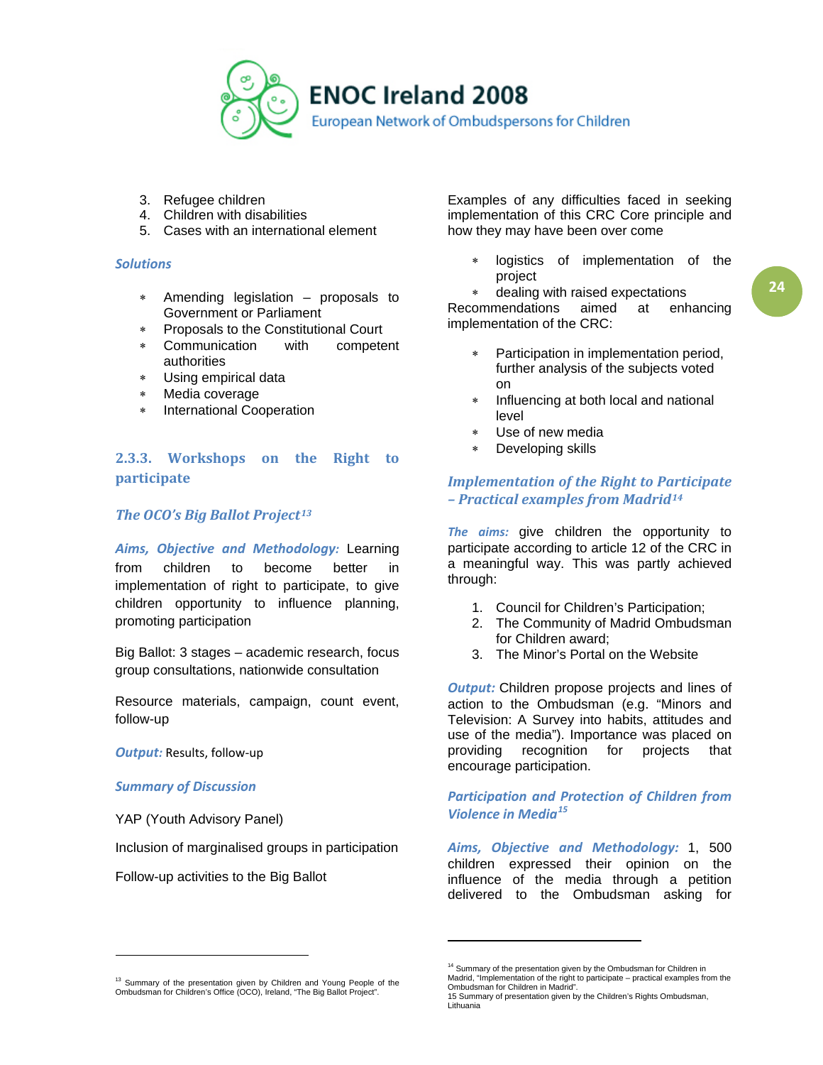3. Refugee children
4. Children with disabilities
5. Cases with an international element

*Solutions*

* Amending legislation – proposals to Government or Parliament
* Proposals to the Constitutional Court
* Communication with competent authorities
* Using empirical data
* Media coverage
* International Cooperation

### 2.3.3. Workshops on the Right to participate

#### *The OCO's Big Ballot Project*[13]

***Aims, Objective and Methodology:*** Learning from children to become better in implementation of right to participate, to give children opportunity to influence planning, promoting participation

Big Ballot: 3 stages – academic research, focus group consultations, nationwide consultation

Resource materials, campaign, count event, follow-up

***Output:*** Results, follow-up

***Summary of Discussion***

YAP (Youth Advisory Panel)

Inclusion of marginalised groups in participation

Follow-up activities to the Big Ballot

Examples of any difficulties faced in seeking implementation of this CRC Core principle and how they may have been over come

* logistics of implementation of the project
* dealing with raised expectations

Recommendations aimed at enhancing implementation of the CRC:

* Participation in implementation period, further analysis of the subjects voted on
* Influencing at both local and national level
* Use of new media
* Developing skills

#### *Implementation of the Right to Participate – Practical examples from Madrid*[14]

***The aims:*** give children the opportunity to participate according to article 12 of the CRC in a meaningful way. This was partly achieved through:

1. Council for Children's Participation;
2. The Community of Madrid Ombudsman for Children award;
3. The Minor's Portal on the Website

***Output:*** Children propose projects and lines of action to the Ombudsman (e.g. "Minors and Television: A Survey into habits, attitudes and use of the media"). Importance was placed on providing recognition for projects that encourage participation.

#### *Participation and Protection of Children from Violence in Media*[15]

***Aims, Objective and Methodology:*** 1, 500 children expressed their opinion on the influence of the media through a petition delivered to the Ombudsman asking for

---

[13] Summary of the presentation given by Children and Young People of the Ombudsman for Children's Office (OCO), Ireland, "The Big Ballot Project".

[14] Summary of the presentation given by the Ombudsman for Children in Madrid, "Implementation of the right to participate – practical examples from the Ombudsman for Children in Madrid".

15 Summary of presentation given by the Children's Rights Ombudsman, Lithuania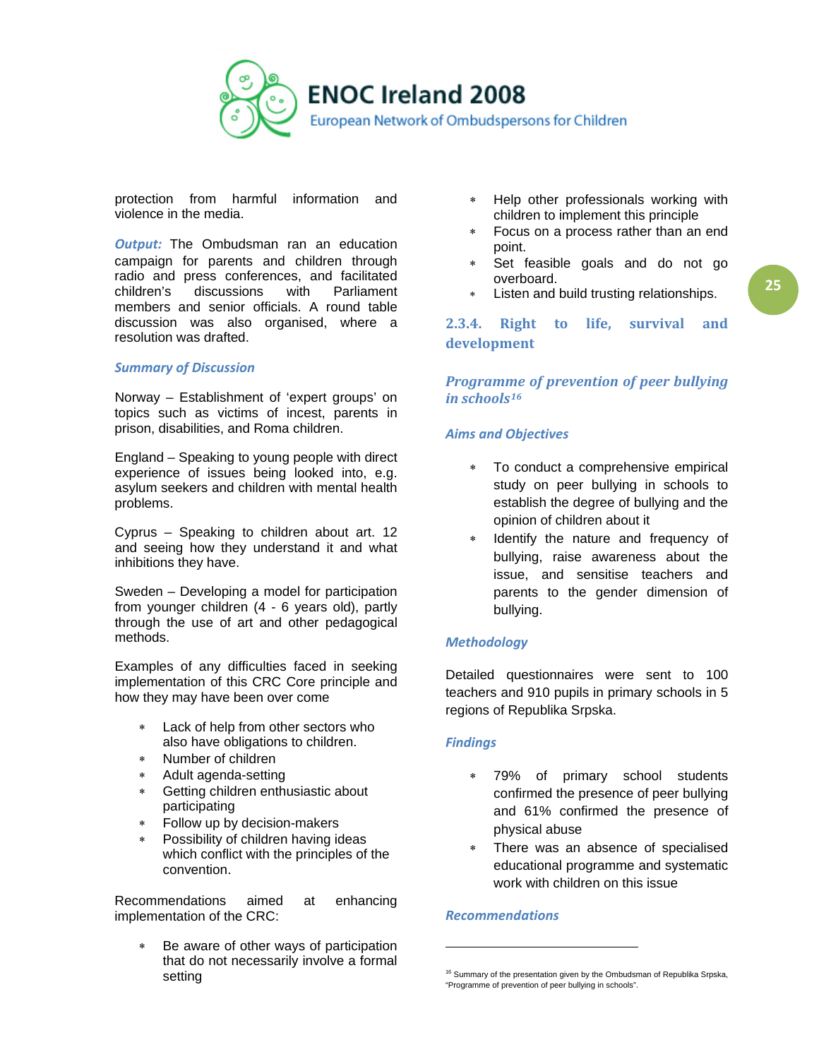protection from harmful information and violence in the media.

***Output:*** The Ombudsman ran an education campaign for parents and children through radio and press conferences, and facilitated children's discussions with Parliament members and senior officials. A round table discussion was also organised, where a resolution was drafted.

***Summary of Discussion***

Norway – Establishment of 'expert groups' on topics such as victims of incest, parents in prison, disabilities, and Roma children.

England – Speaking to young people with direct experience of issues being looked into, e.g. asylum seekers and children with mental health problems.

Cyprus – Speaking to children about art. 12 and seeing how they understand it and what inhibitions they have.

Sweden – Developing a model for participation from younger children (4 - 6 years old), partly through the use of art and other pedagogical methods.

Examples of any difficulties faced in seeking implementation of this CRC Core principle and how they may have been over come

- Lack of help from other sectors who also have obligations to children.
- Number of children
- Adult agenda-setting
- Getting children enthusiastic about participating
- Follow up by decision-makers
- Possibility of children having ideas which conflict with the principles of the convention.

Recommendations aimed at enhancing implementation of the CRC:

- Be aware of other ways of participation that do not necessarily involve a formal setting
- Help other professionals working with children to implement this principle
- Focus on a process rather than an end point.
- Set feasible goals and do not go overboard.
- Listen and build trusting relationships.

## 2.3.4. Right to life, survival and development

### *Programme of prevention of peer bullying in schools*[16]

***Aims and Objectives***

- To conduct a comprehensive empirical study on peer bullying in schools to establish the degree of bullying and the opinion of children about it
- Identify the nature and frequency of bullying, raise awareness about the issue, and sensitise teachers and parents to the gender dimension of bullying.

***Methodology***

Detailed questionnaires were sent to 100 teachers and 910 pupils in primary schools in 5 regions of Republika Srpska.

***Findings***

- 79% of primary school students confirmed the presence of peer bullying and 61% confirmed the presence of physical abuse
- There was an absence of specialised educational programme and systematic work with children on this issue

***Recommendations***

---

[16] Summary of the presentation given by the Ombudsman of Republika Srpska, "Programme of prevention of peer bullying in schools".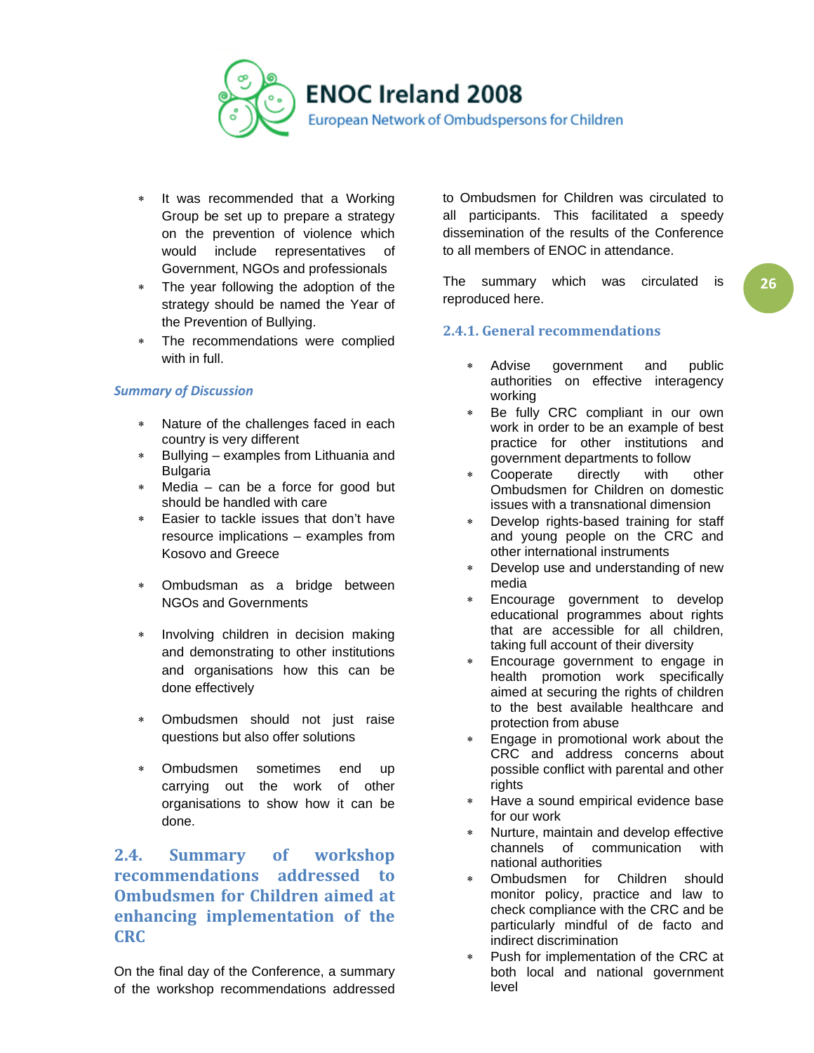- It was recommended that a Working Group be set up to prepare a strategy on the prevention of violence which would include representatives of Government, NGOs and professionals
- The year following the adoption of the strategy should be named the Year of the Prevention of Bullying.
- The recommendations were complied with in full.

### *Summary of Discussion*

- Nature of the challenges faced in each country is very different
- Bullying – examples from Lithuania and Bulgaria
- Media – can be a force for good but should be handled with care
- Easier to tackle issues that don't have resource implications – examples from Kosovo and Greece
- Ombudsman as a bridge between NGOs and Governments
- Involving children in decision making and demonstrating to other institutions and organisations how this can be done effectively
- Ombudsmen should not just raise questions but also offer solutions
- Ombudsmen sometimes end up carrying out the work of other organisations to show how it can be done.

## 2.4. Summary of workshop recommendations addressed to Ombudsmen for Children aimed at enhancing implementation of the CRC

On the final day of the Conference, a summary of the workshop recommendations addressed to Ombudsmen for Children was circulated to all participants. This facilitated a speedy dissemination of the results of the Conference to all members of ENOC in attendance.

The summary which was circulated is reproduced here.

### 2.4.1. General recommendations

- Advise government and public authorities on effective interagency working
- Be fully CRC compliant in our own work in order to be an example of best practice for other institutions and government departments to follow
- Cooperate directly with other Ombudsmen for Children on domestic issues with a transnational dimension
- Develop rights-based training for staff and young people on the CRC and other international instruments
- Develop use and understanding of new media
- Encourage government to develop educational programmes about rights that are accessible for all children, taking full account of their diversity
- Encourage government to engage in health promotion work specifically aimed at securing the rights of children to the best available healthcare and protection from abuse
- Engage in promotional work about the CRC and address concerns about possible conflict with parental and other rights
- Have a sound empirical evidence base for our work
- Nurture, maintain and develop effective channels of communication with national authorities
- Ombudsmen for Children should monitor policy, practice and law to check compliance with the CRC and be particularly mindful of de facto and indirect discrimination
- Push for implementation of the CRC at both local and national government level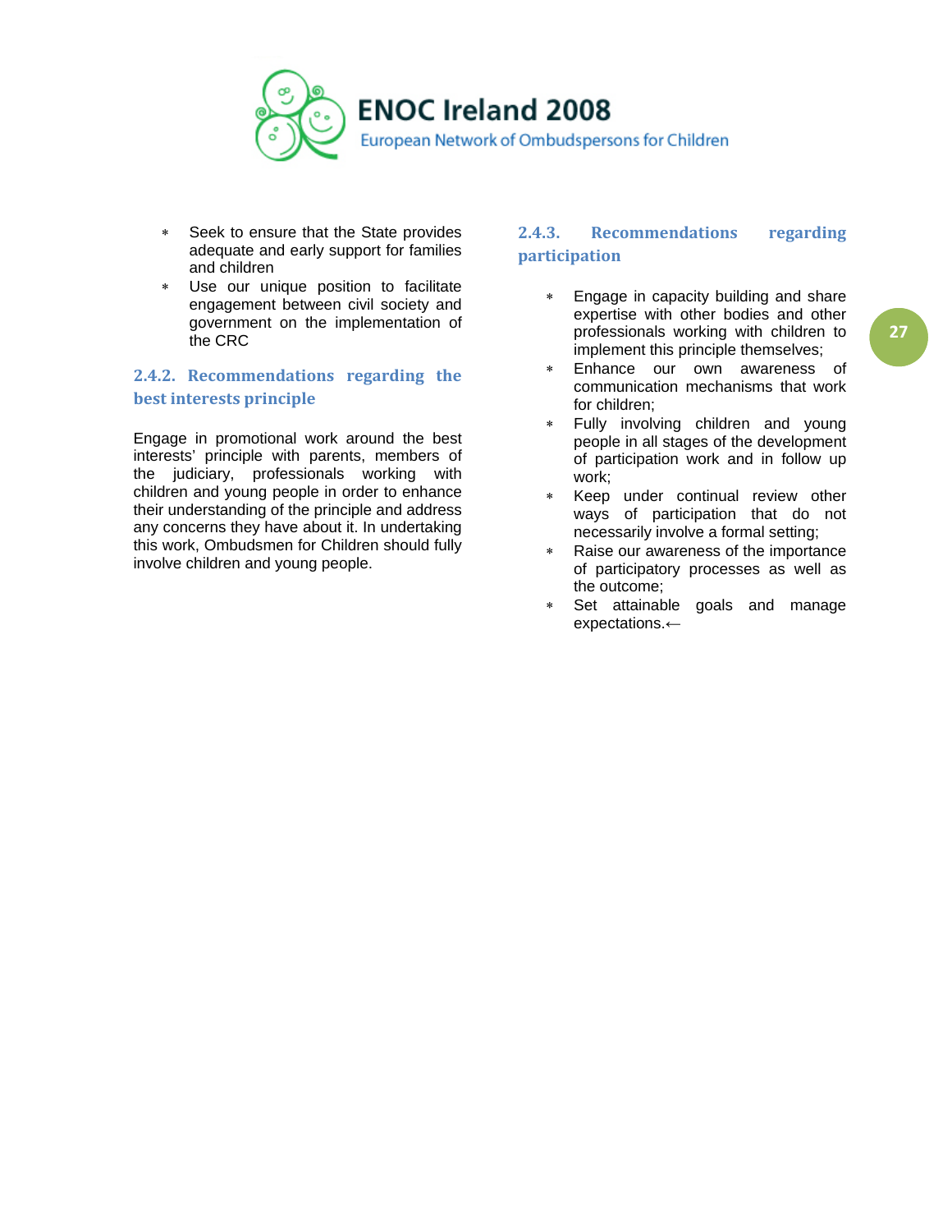- Seek to ensure that the State provides adequate and early support for families and children
- Use our unique position to facilitate engagement between civil society and government on the implementation of the CRC

### 2.4.2. Recommendations regarding the best interests principle

Engage in promotional work around the best interests' principle with parents, members of the judiciary, professionals working with children and young people in order to enhance their understanding of the principle and address any concerns they have about it. In undertaking this work, Ombudsmen for Children should fully involve children and young people.

### 2.4.3. Recommendations regarding participation

- Engage in capacity building and share expertise with other bodies and other professionals working with children to implement this principle themselves;
- Enhance our own awareness of communication mechanisms that work for children;
- Fully involving children and young people in all stages of the development of participation work and in follow up work;
- Keep under continual review other ways of participation that do not necessarily involve a formal setting;
- Raise our awareness of the importance of participatory processes as well as the outcome;
- Set attainable goals and manage expectations.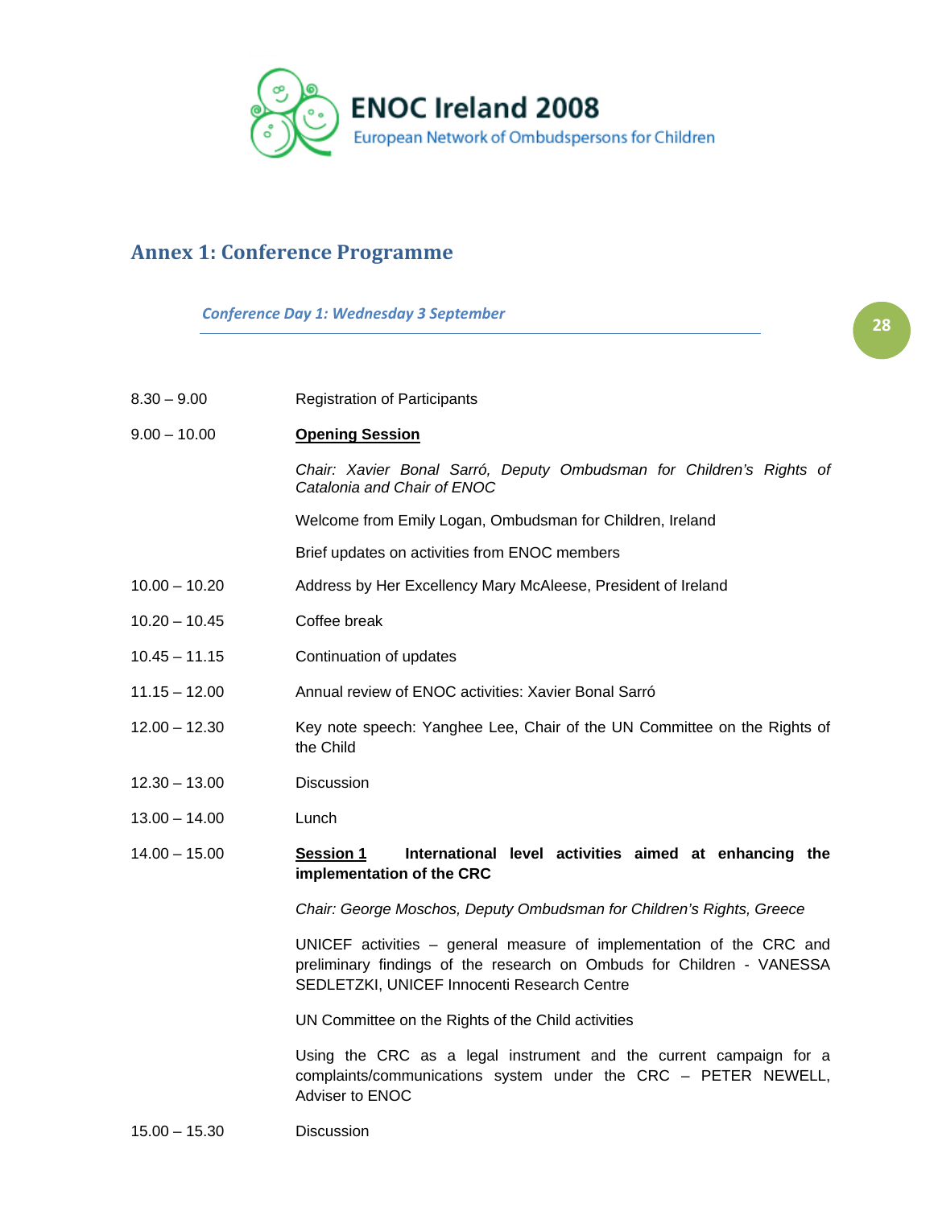ENOC Ireland 2008

European Network of Ombudspersons for Children

## Annex 1: Conference Programme

### *Conference Day 1: Wednesday 3 September*

| | |
|---|---|
| 8.30 – 9.00 | Registration of Participants |
| 9.00 – 10.00 | **Opening Session** |
| | *Chair: Xavier Bonal Sarró, Deputy Ombudsman for Children's Rights of Catalonia and Chair of ENOC* |
| | Welcome from Emily Logan, Ombudsman for Children, Ireland |
| | Brief updates on activities from ENOC members |
| 10.00 – 10.20 | Address by Her Excellency Mary McAleese, President of Ireland |
| 10.20 – 10.45 | Coffee break |
| 10.45 – 11.15 | Continuation of updates |
| 11.15 – 12.00 | Annual review of ENOC activities: Xavier Bonal Sarró |
| 12.00 – 12.30 | Key note speech: Yanghee Lee, Chair of the UN Committee on the Rights of the Child |
| 12.30 – 13.00 | Discussion |
| 13.00 – 14.00 | Lunch |
| 14.00 – 15.00 | **Session 1** **International level activities aimed at enhancing the implementation of the CRC** |
| | *Chair: George Moschos, Deputy Ombudsman for Children's Rights, Greece* |
| | UNICEF activities – general measure of implementation of the CRC and preliminary findings of the research on Ombuds for Children - VANESSA SEDLETZKI, UNICEF Innocenti Research Centre |
| | UN Committee on the Rights of the Child activities |
| | Using the CRC as a legal instrument and the current campaign for a complaints/communications system under the CRC – PETER NEWELL, Adviser to ENOC |
| 15.00 – 15.30 | Discussion |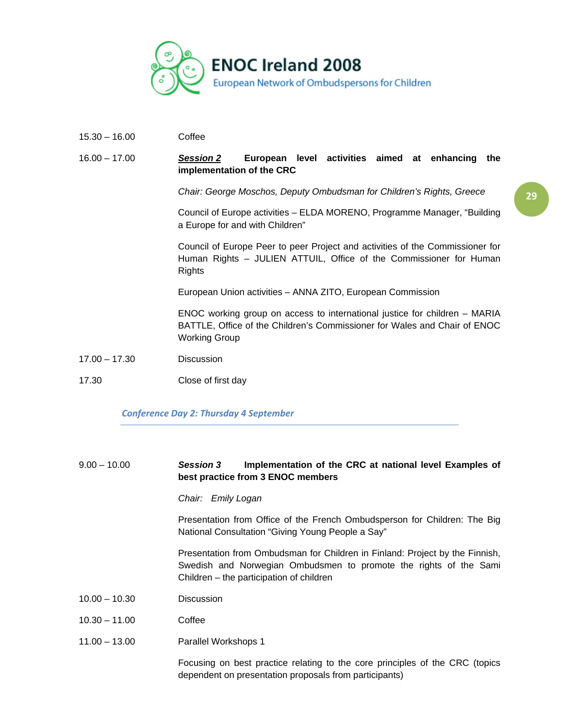15.30 – 16.00 Coffee

16.00 – 17.00 ***Session 2*** **European level activities aimed at enhancing the implementation of the CRC**

*Chair: George Moschos, Deputy Ombudsman for Children's Rights, Greece*

Council of Europe activities – ELDA MORENO, Programme Manager, "Building a Europe for and with Children"

Council of Europe Peer to peer Project and activities of the Commissioner for Human Rights – JULIEN ATTUIL, Office of the Commissioner for Human Rights

European Union activities – ANNA ZITO, European Commission

ENOC working group on access to international justice for children – MARIA BATTLE, Office of the Children's Commissioner for Wales and Chair of ENOC Working Group

17.00 – 17.30 Discussion

17.30 Close of first day

## *Conference Day 2: Thursday 4 September*

9.00 – 10.00 ***Session 3*** **Implementation of the CRC at national level Examples of best practice from 3 ENOC members**

*Chair: Emily Logan*

Presentation from Office of the French Ombudsperson for Children: The Big National Consultation "Giving Young People a Say"

Presentation from Ombudsman for Children in Finland: Project by the Finnish, Swedish and Norwegian Ombudsmen to promote the rights of the Sami Children – the participation of children

10.00 – 10.30 Discussion

10.30 – 11.00 Coffee

11.00 – 13.00 Parallel Workshops 1

Focusing on best practice relating to the core principles of the CRC (topics dependent on presentation proposals from participants)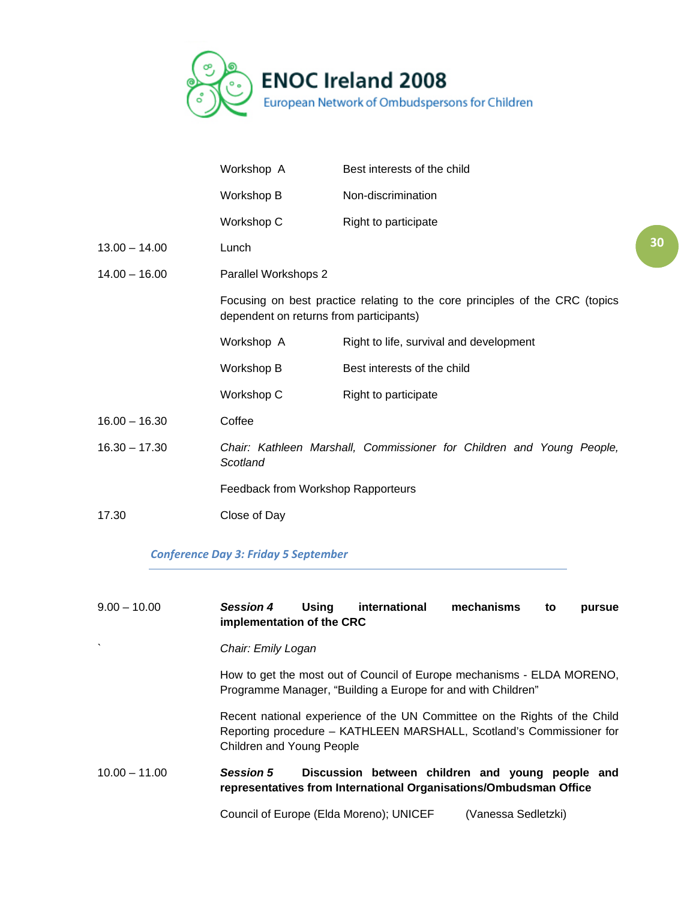| | | |
|---|---|---|
| | Workshop A | Best interests of the child |
| | Workshop B | Non-discrimination |
| | Workshop C | Right to participate |
| 13.00 – 14.00 | Lunch | |
| 14.00 – 16.00 | Parallel Workshops 2 | |
| | Focusing on best practice relating to the core principles of the CRC (topics dependent on returns from participants) | |
| | Workshop A | Right to life, survival and development |
| | Workshop B | Best interests of the child |
| | Workshop C | Right to participate |
| 16.00 – 16.30 | Coffee | |
| 16.30 – 17.30 | *Chair: Kathleen Marshall, Commissioner for Children and Young People, Scotland* | |
| | Feedback from Workshop Rapporteurs | |
| 17.30 | Close of Day | |

## *Conference Day 3: Friday 5 September*

| | |
|---|---|
| 9.00 – 10.00 | ***Session 4*** **Using international mechanisms to pursue implementation of the CRC** |
| ` | *Chair: Emily Logan* |
| | How to get the most out of Council of Europe mechanisms - ELDA MORENO, Programme Manager, "Building a Europe for and with Children" |
| | Recent national experience of the UN Committee on the Rights of the Child Reporting procedure – KATHLEEN MARSHALL, Scotland's Commissioner for Children and Young People |
| 10.00 – 11.00 | ***Session 5*** **Discussion between children and young people and representatives from International Organisations/Ombudsman Office** |
| | Council of Europe (Elda Moreno); UNICEF (Vanessa Sedletzki) |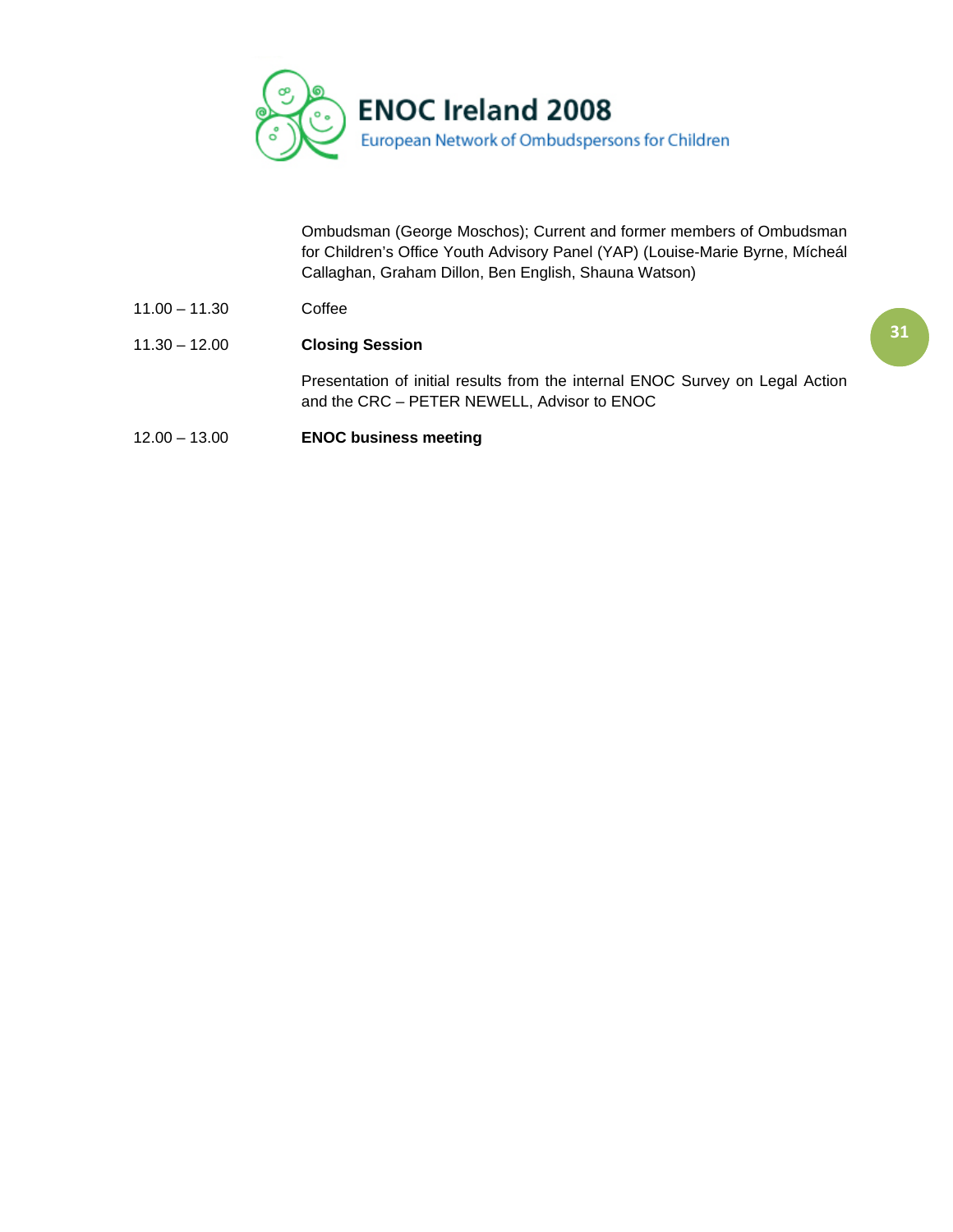Ombudsman (George Moschos); Current and former members of Ombudsman for Children's Office Youth Advisory Panel (YAP) (Louise-Marie Byrne, Mícheál Callaghan, Graham Dillon, Ben English, Shauna Watson)

| | |
|---|---|
| 11.00 – 11.30 | Coffee |
| 11.30 – 12.00 | **Closing Session** |
| | Presentation of initial results from the internal ENOC Survey on Legal Action and the CRC – PETER NEWELL, Advisor to ENOC |
| 12.00 – 13.00 | **ENOC business meeting** |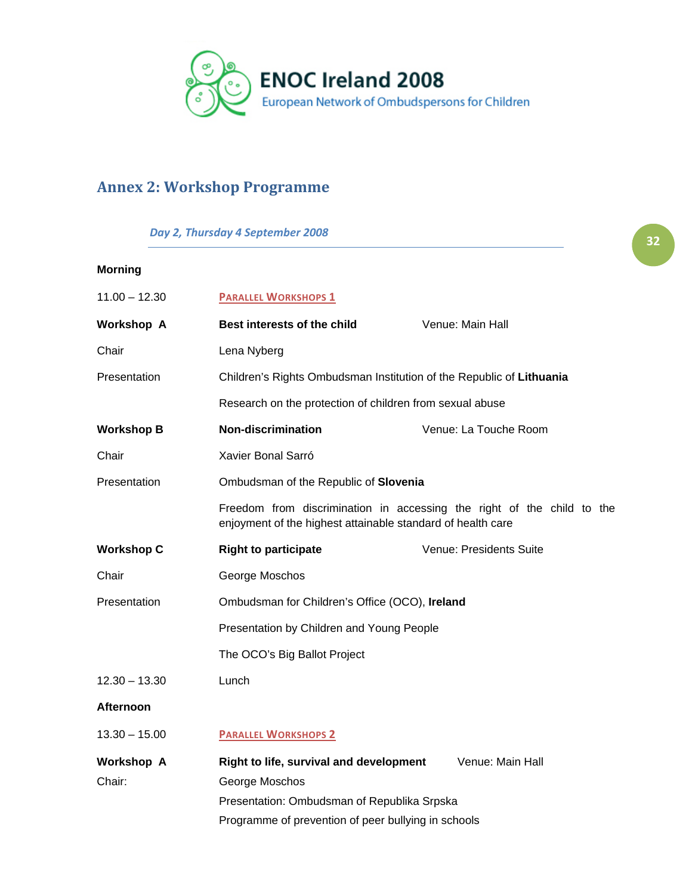ENOC Ireland 2008

European Network of Ombudspersons for Children

## Annex 2: Workshop Programme

*Day 2, Thursday 4 September 2008*

**Morning**

| | | |
|---|---|---|
| 11.00 – 12.30 | PARALLEL WORKSHOPS 1 | |
| **Workshop A** | **Best interests of the child** | Venue: Main Hall |
| Chair | Lena Nyberg | |
| Presentation | Children's Rights Ombudsman Institution of the Republic of **Lithuania** | |
| | Research on the protection of children from sexual abuse | |
| **Workshop B** | **Non-discrimination** | Venue: La Touche Room |
| Chair | Xavier Bonal Sarró | |
| Presentation | Ombudsman of the Republic of **Slovenia** | |
| | Freedom from discrimination in accessing the right of the child to the enjoyment of the highest attainable standard of health care | |
| **Workshop C** | **Right to participate** | Venue: Presidents Suite |
| Chair | George Moschos | |
| Presentation | Ombudsman for Children's Office (OCO), **Ireland** | |
| | Presentation by Children and Young People | |
| | The OCO's Big Ballot Project | |
| 12.30 – 13.30 | Lunch | |

**Afternoon**

| | | |
|---|---|---|
| 13.30 – 15.00 | PARALLEL WORKSHOPS 2 | |
| **Workshop A** | **Right to life, survival and development** | Venue: Main Hall |
| Chair: | George Moschos | |
| | Presentation: Ombudsman of Republika Srpska | |
| | Programme of prevention of peer bullying in schools | |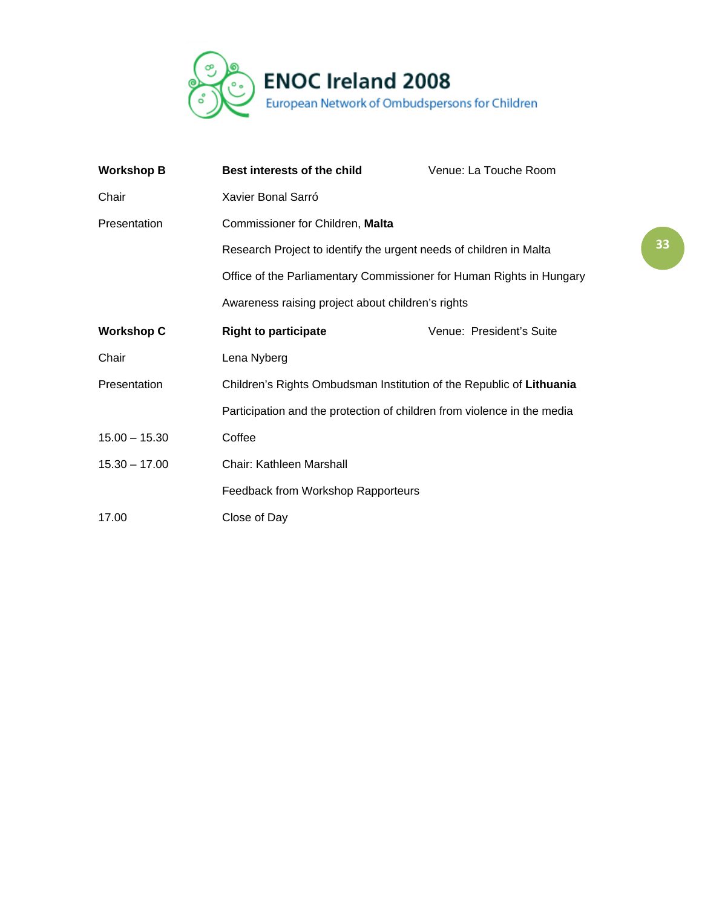| | | |
|---|---|---|
| **Workshop B** | **Best interests of the child** | Venue: La Touche Room |
| Chair | Xavier Bonal Sarró | |
| Presentation | Commissioner for Children, **Malta** | |
| | Research Project to identify the urgent needs of children in Malta | |
| | Office of the Parliamentary Commissioner for Human Rights in Hungary | |
| | Awareness raising project about children's rights | |
| **Workshop C** | **Right to participate** | Venue: President's Suite |
| Chair | Lena Nyberg | |
| Presentation | Children's Rights Ombudsman Institution of the Republic of **Lithuania** | |
| | Participation and the protection of children from violence in the media | |
| 15.00 – 15.30 | Coffee | |
| 15.30 – 17.00 | Chair: Kathleen Marshall | |
| | Feedback from Workshop Rapporteurs | |
| 17.00 | Close of Day | |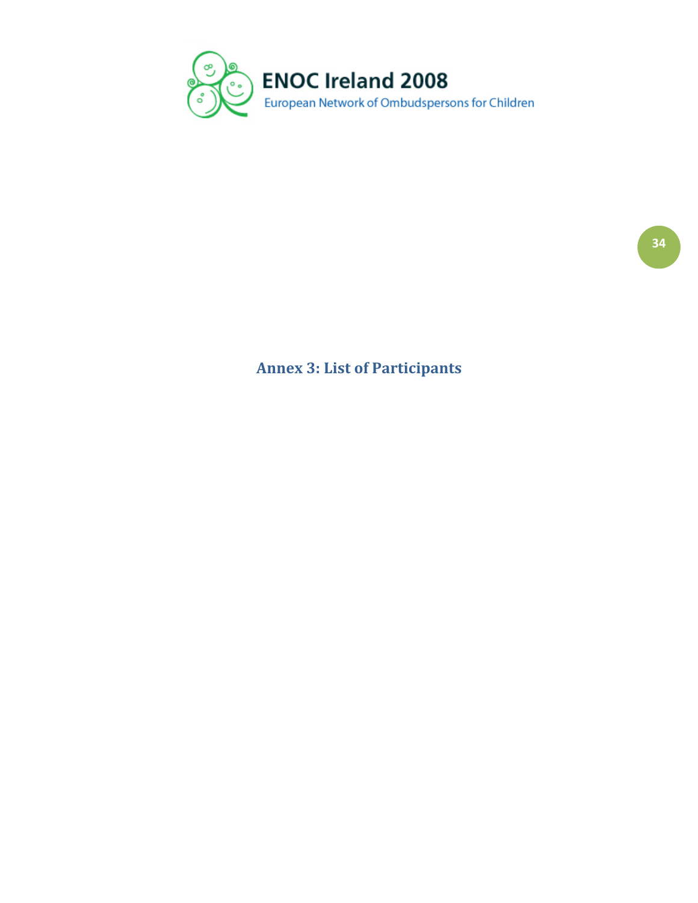# Annex 3: List of Participants